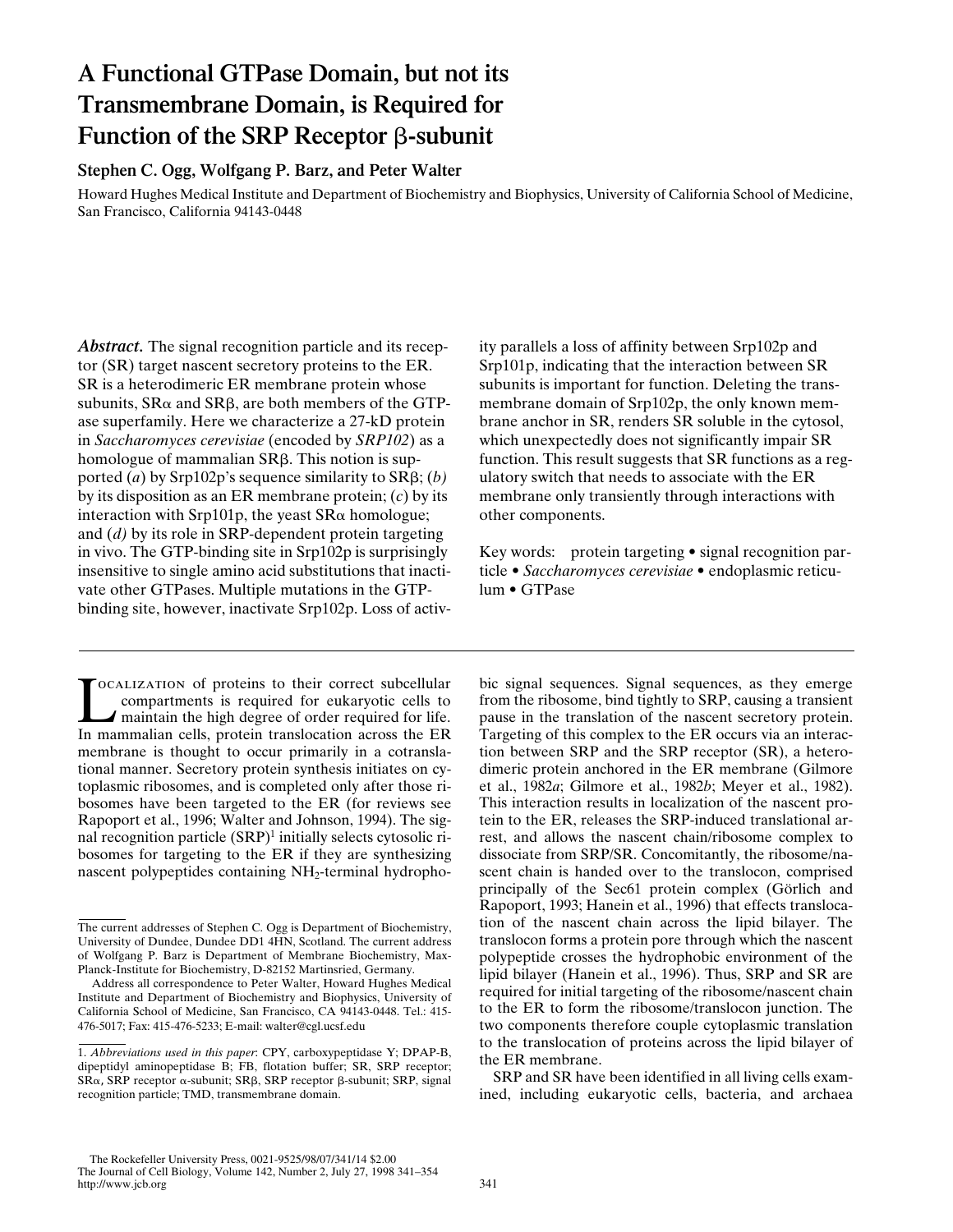# A Functional GTPase Domain, but not its Transmembrane Domain, is Required for Function of the SRP Receptor β-subunit

**Stephen C. Ogg, Wolfgang P. Barz, and Peter Walter**

Howard Hughes Medical Institute and Department of Biochemistry and Biophysics, University of California School of Medicine, San Francisco, California 94143-0448

***Abstract.*** The signal recognition particle and its receptor (SR) target nascent secretory proteins to the ER. SR is a heterodimeric ER membrane protein whose subunits, SRα and SRβ, are both members of the GTPase superfamily. Here we characterize a 27-kD protein in *Saccharomyces cerevisiae* (encoded by *SRP102*) as a homologue of mammalian SRβ. This notion is supported (*a*) by Srp102p's sequence similarity to SRβ; (*b*) by its disposition as an ER membrane protein; (*c*) by its interaction with Srp101p, the yeast SRα homologue; and (*d*) by its role in SRP-dependent protein targeting in vivo. The GTP-binding site in Srp102p is surprisingly insensitive to single amino acid substitutions that inactivate other GTPases. Multiple mutations in the GTP-binding site, however, inactivate Srp102p. Loss of activity parallels a loss of affinity between Srp102p and Srp101p, indicating that the interaction between SR subunits is important for function. Deleting the transmembrane domain of Srp102p, the only known membrane anchor in SR, renders SR soluble in the cytosol, which unexpectedly does not significantly impair SR function. This result suggests that SR functions as a regulatory switch that needs to associate with the ER membrane only transiently through interactions with other components.

Key words: protein targeting • signal recognition particle • *Saccharomyces cerevisiae* • endoplasmic reticulum • GTPase

Localization of proteins to their correct subcellular compartments is required for eukaryotic cells to maintain the high degree of order required for life. In mammalian cells, protein translocation across the ER membrane is thought to occur primarily in a cotranslational manner. Secretory protein synthesis initiates on cytoplasmic ribosomes, and is completed only after those ribosomes have been targeted to the ER (for reviews see Rapoport et al., 1996; Walter and Johnson, 1994). The signal recognition particle (SRP)[1] initially selects cytosolic ribosomes for targeting to the ER if they are synthesizing nascent polypeptides containing $NH_2$-terminal hydrophobic signal sequences. Signal sequences, as they emerge from the ribosome, bind tightly to SRP, causing a transient pause in the translation of the nascent secretory protein. Targeting of this complex to the ER occurs via an interaction between SRP and the SRP receptor (SR), a heterodimeric protein anchored in the ER membrane (Gilmore et al., 1982*a*; Gilmore et al., 1982*b*; Meyer et al., 1982). This interaction results in localization of the nascent protein to the ER, releases the SRP-induced translational arrest, and allows the nascent chain/ribosome complex to dissociate from SRP/SR. Concomitantly, the ribosome/nascent chain is handed over to the translocon, comprised principally of the Sec61 protein complex (Görlich and Rapoport, 1993; Hanein et al., 1996) that effects translocation of the nascent chain across the lipid bilayer. The translocon forms a protein pore through which the nascent polypeptide crosses the hydrophobic environment of the lipid bilayer (Hanein et al., 1996). Thus, SRP and SR are required for initial targeting of the ribosome/nascent chain to the ER to form the ribosome/translocon junction. The two components therefore couple cytoplasmic translation to the translocation of proteins across the lipid bilayer of the ER membrane.

SRP and SR have been identified in all living cells examined, including eukaryotic cells, bacteria, and archaea

---

The current addresses of Stephen C. Ogg is Department of Biochemistry, University of Dundee, Dundee DD1 4HN, Scotland. The current address of Wolfgang P. Barz is Department of Membrane Biochemistry, Max-Planck-Institute for Biochemistry, D-82152 Martinsried, Germany.

Address all correspondence to Peter Walter, Howard Hughes Medical Institute and Department of Biochemistry and Biophysics, University of California School of Medicine, San Francisco, CA 94143-0448. Tel.: 415-476-5017; Fax: 415-476-5233; E-mail: walter@cgl.ucsf.edu

1. *Abbreviations used in this paper*: CPY, carboxypeptidase Y; DPAP-B, dipeptidyl aminopeptidase B; FB, flotation buffer; SR, SRP receptor; SRα, SRP receptor α-subunit; SRβ, SRP receptor β-subunit; SRP, signal recognition particle; TMD, transmembrane domain.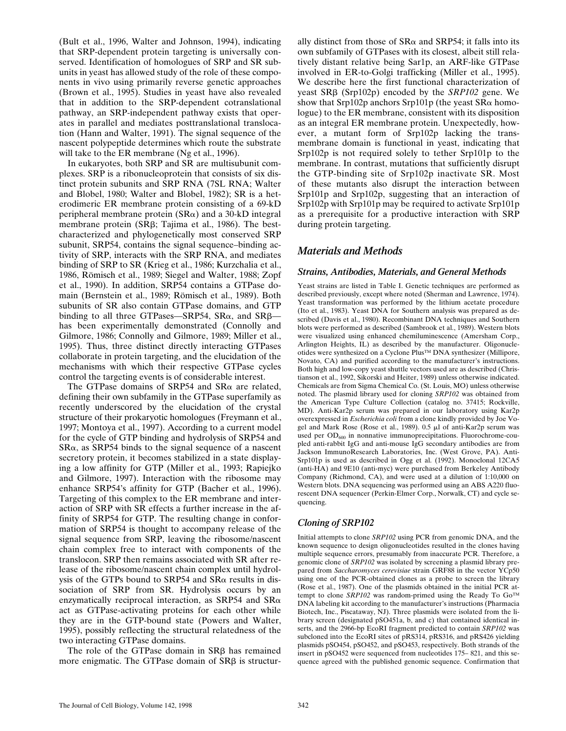(Bult et al., 1996, Walter and Johnson, 1994), indicating that SRP-dependent protein targeting is universally conserved. Identification of homologues of SRP and SR subunits in yeast has allowed study of the role of these components in vivo using primarily reverse genetic approaches (Brown et al., 1995). Studies in yeast have also revealed that in addition to the SRP-dependent cotranslational pathway, an SRP-independent pathway exists that operates in parallel and mediates posttranslational translocation (Hann and Walter, 1991). The signal sequence of the nascent polypeptide determines which route the substrate will take to the ER membrane (Ng et al., 1996).

In eukaryotes, both SRP and SR are multisubunit complexes. SRP is a ribonucleoprotein that consists of six distinct protein subunits and SRP RNA (7SL RNA; Walter and Blobel, 1980; Walter and Blobel, 1982); SR is a heterodimeric ER membrane protein consisting of a 69-kD peripheral membrane protein (SRα) and a 30-kD integral membrane protein (SRβ; Tajima et al., 1986). The best-characterized and phylogenetically most conserved SRP subunit, SRP54, contains the signal sequence–binding activity of SRP, interacts with the SRP RNA, and mediates binding of SRP to SR (Krieg et al., 1986; Kurzchalia et al., 1986, Römisch et al., 1989; Siegel and Walter, 1988; Zopf et al., 1990). In addition, SRP54 contains a GTPase domain (Bernstein et al., 1989; Römisch et al., 1989). Both subunits of SR also contain GTPase domains, and GTP binding to all three GTPases—SRP54, SRα, and SRβ—has been experimentally demonstrated (Connolly and Gilmore, 1986; Connolly and Gilmore, 1989; Miller et al., 1995). Thus, three distinct directly interacting GTPases collaborate in protein targeting, and the elucidation of the mechanisms with which their respective GTPase cycles control the targeting events is of considerable interest.

The GTPase domains of SRP54 and SRα are related, defining their own subfamily in the GTPase superfamily as recently underscored by the elucidation of the crystal structure of their prokaryotic homologues (Freymann et al., 1997; Montoya et al., 1997). According to a current model for the cycle of GTP binding and hydrolysis of SRP54 and SRα, as SRP54 binds to the signal sequence of a nascent secretory protein, it becomes stabilized in a state displaying a low affinity for GTP (Miller et al., 1993; Rapiejko and Gilmore, 1997). Interaction with the ribosome may enhance SRP54's affinity for GTP (Bacher et al., 1996). Targeting of this complex to the ER membrane and interaction of SRP with SR effects a further increase in the affinity of SRP54 for GTP. The resulting change in conformation of SRP54 is thought to accompany release of the signal sequence from SRP, leaving the ribosome/nascent chain complex free to interact with components of the translocon. SRP then remains associated with SR after release of the ribosome/nascent chain complex until hydrolysis of the GTPs bound to SRP54 and SRα results in dissociation of SRP from SR. Hydrolysis occurs by an enzymatically reciprocal interaction, as SRP54 and SRα act as GTPase-activating proteins for each other while they are in the GTP-bound state (Powers and Walter, 1995), possibly reflecting the structural relatedness of the two interacting GTPase domains.

The role of the GTPase domain in SRβ has remained more enigmatic. The GTPase domain of SRβ is structurally distinct from those of SRα and SRP54; it falls into its own subfamily of GTPases with its closest, albeit still relatively distant relative being Sar1p, an ARF-like GTPase involved in ER-to-Golgi trafficking (Miller et al., 1995). We describe here the first functional characterization of yeast SRβ (Srp102p) encoded by the *SRP102* gene. We show that Srp102p anchors Srp101p (the yeast SRα homologue) to the ER membrane, consistent with its disposition as an integral ER membrane protein. Unexpectedly, however, a mutant form of Srp102p lacking the transmembrane domain is functional in yeast, indicating that Srp102p is not required solely to tether Srp101p to the membrane. In contrast, mutations that sufficiently disrupt the GTP-binding site of Srp102p inactivate SR. Most of these mutants also disrupt the interaction between Srp101p and Srp102p, suggesting that an interaction of Srp102p with Srp101p may be required to activate Srp101p as a prerequisite for a productive interaction with SRP during protein targeting.

## Materials and Methods

### Strains, Antibodies, Materials, and General Methods

Yeast strains are listed in Table I. Genetic techniques are performed as described previously, except where noted (Sherman and Lawrence, 1974). Yeast transformation was performed by the lithium acetate procedure (Ito et al., 1983). Yeast DNA for Southern analysis was prepared as described (Davis et al., 1980). Recombinant DNA techniques and Southern blots were performed as described (Sambrook et al., 1989). Western blots were visualized using enhanced chemiluminescence (Amersham Corp., Arlington Heights, IL) as described by the manufacturer. Oligonucleotides were synthesized on a Cyclone Plus™ DNA synthesizer (Millipore, Novato, CA) and purified according to the manufacturer's instructions. Both high and low-copy yeast shuttle vectors used are as described (Christianson et al., 1992, Sikorski and Heiter, 1989) unless otherwise indicated. Chemicals are from Sigma Chemical Co. (St. Louis, MO) unless otherwise noted. The plasmid library used for cloning *SRP102* was obtained from the American Type Culture Collection (catalog no. 37415; Rockville, MD). Anti-Kar2p serum was prepared in our laboratory using Kar2p overexpressed in *Escherichia coli* from a clone kindly provided by Joe Vogel and Mark Rose (Rose et al., 1989). 0.5 μl of anti-Kar2p serum was used per $OD_{600}$ in nonnative immunoprecipitations. Fluorochrome-coupled anti-rabbit IgG and anti-mouse IgG secondary antibodies are from Jackson ImmunoResearch Laboratories, Inc. (West Grove, PA). Anti-Srp101p is used as described in Ogg et al. (1992). Monoclonal 12CA5 (anti-HA) and 9E10 (anti-myc) were purchased from Berkeley Antibody Company (Richmond, CA), and were used at a dilution of 1:10,000 on Western blots. DNA sequencing was performed using an ABS A220 fluorescent DNA sequencer (Perkin-Elmer Corp., Norwalk, CT) and cycle sequencing.

### Cloning of SRP102

Initial attempts to clone *SRP102* using PCR from genomic DNA, and the known sequence to design oligonucleotides resulted in the clones having multiple sequence errors, presumably from inaccurate PCR. Therefore, a genomic clone of *SRP102* was isolated by screening a plasmid library prepared from *Saccharomyces cerevisiae* strain GRF88 in the vector YCp50 using one of the PCR-obtained clones as a probe to screen the library (Rose et al., 1987). One of the plasmids obtained in the initial PCR attempt to clone *SRP102* was random-primed using the Ready To Go™ DNA labeling kit according to the manufacturer's instructions (Pharmacia Biotech, Inc., Piscataway, NJ). Three plasmids were isolated from the library screen (designated pSO451a, b, and c) that contained identical inserts, and the 2966-bp EcoRI fragment predicted to contain *SRP102* was subcloned into the EcoRI sites of pRS314, pRS316, and pRS426 yielding plasmids pSO454, pSO452, and pSO453, respectively. Both strands of the insert in pSO452 were sequenced from nucleotides 175– 821, and this sequence agreed with the published genomic sequence. Confirmation that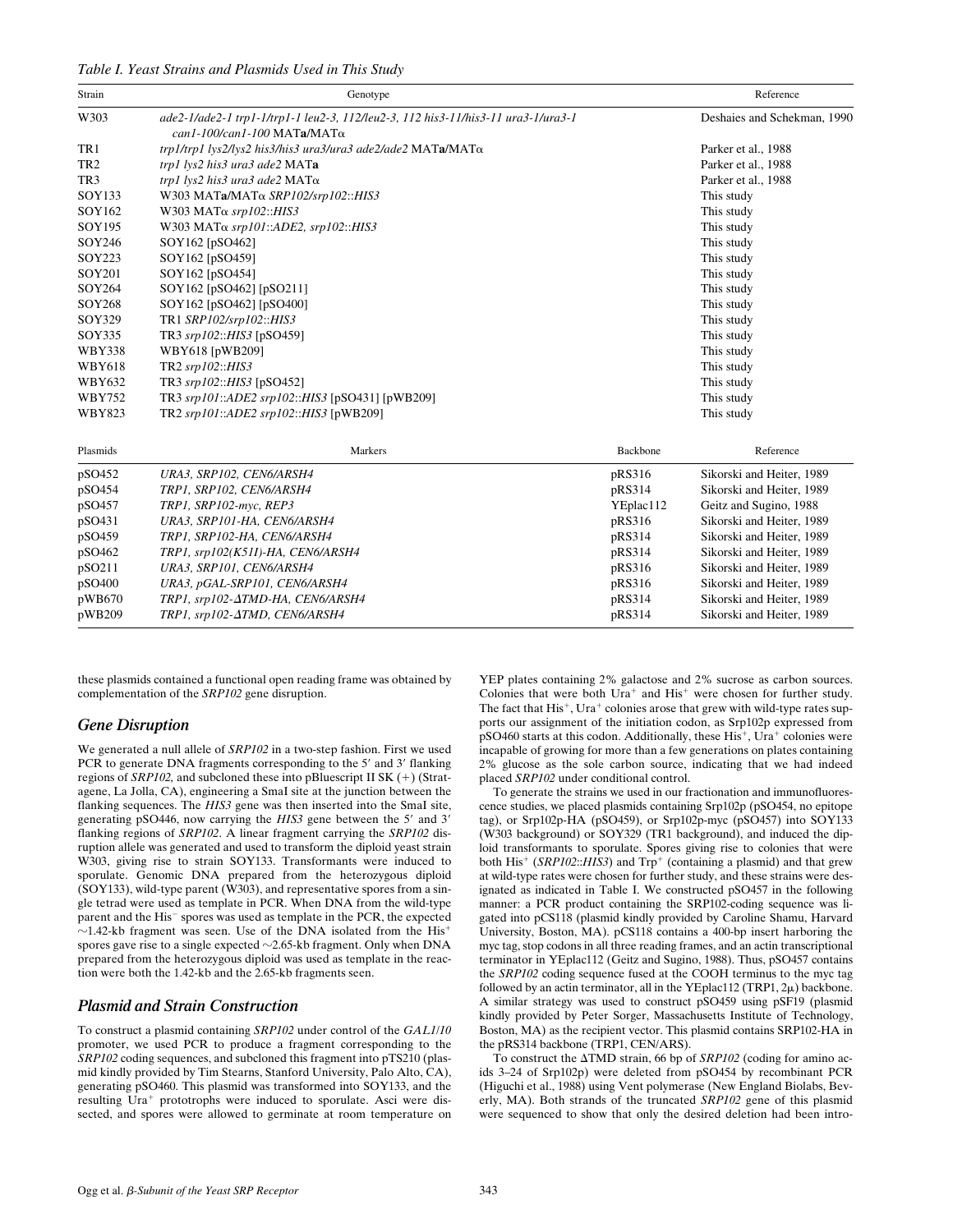*Table I. Yeast Strains and Plasmids Used in This Study*

| Strain | Genotype | Reference |
|---|---|---|
| W303 | *ade2-1/ade2-1 trp1-1/trp1-1 leu2-3, 112/leu2-3, 112 his3-11/his3-11 ura3-1/ura3-1 can1-100/can1-100* MAT**a**/MATα | Deshaies and Schekman, 1990 |
| TR1 | *trp1/trp1 lys2/lys2 his3/his3 ura3/ura3 ade2/ade2* MAT**a**/MATα | Parker et al., 1988 |
| TR2 | *trp1 lys2 his3 ura3 ade2* MAT**a** | Parker et al., 1988 |
| TR3 | *trp1 lys2 his3 ura3 ade2* MATα | Parker et al., 1988 |
| SOY133 | W303 MAT**a**/MATα *SRP102/srp102::HIS3* | This study |
| SOY162 | W303 MATα *srp102::HIS3* | This study |
| SOY195 | W303 MATα *srp101::ADE2, srp102::HIS3* | This study |
| SOY246 | SOY162 [pSO462] | This study |
| SOY223 | SOY162 [pSO459] | This study |
| SOY201 | SOY162 [pSO454] | This study |
| SOY264 | SOY162 [pSO462] [pSO211] | This study |
| SOY268 | SOY162 [pSO462] [pSO400] | This study |
| SOY329 | TR1 *SRP102/srp102::HIS3* | This study |
| SOY335 | TR3 *srp102::HIS3* [pSO459] | This study |
| WBY338 | WBY618 [pWB209] | This study |
| WBY618 | TR2 *srp102::HIS3* | This study |
| WBY632 | TR3 *srp102::HIS3* [pSO452] | This study |
| WBY752 | TR3 *srp101::ADE2 srp102::HIS3* [pSO431] [pWB209] | This study |
| WBY823 | TR2 *srp101::ADE2 srp102::HIS3* [pWB209] | This study |

| Plasmids | Markers | Backbone | Reference |
|---|---|---|---|
| pSO452 | *URA3, SRP102, CEN6/ARSH4* | pRS316 | Sikorski and Heiter, 1989 |
| pSO454 | *TRP1, SRP102, CEN6/ARSH4* | pRS314 | Sikorski and Heiter, 1989 |
| pSO457 | *TRP1, SRP102-myc, REP3* | YEplac112 | Geitz and Sugino, 1988 |
| pSO431 | *URA3, SRP101-HA, CEN6/ARSH4* | pRS316 | Sikorski and Heiter, 1989 |
| pSO459 | *TRP1, SRP102-HA, CEN6/ARSH4* | pRS314 | Sikorski and Heiter, 1989 |
| pSO462 | *TRP1, srp102(K51I)-HA, CEN6/ARSH4* | pRS314 | Sikorski and Heiter, 1989 |
| pSO211 | *URA3, SRP101, CEN6/ARSH4* | pRS316 | Sikorski and Heiter, 1989 |
| pSO400 | *URA3, pGAL-SRP101, CEN6/ARSH4* | pRS316 | Sikorski and Heiter, 1989 |
| pWB670 | *TRP1, srp102-ΔTMD-HA, CEN6/ARSH4* | pRS314 | Sikorski and Heiter, 1989 |
| pWB209 | *TRP1, srp102-ΔTMD, CEN6/ARSH4* | pRS314 | Sikorski and Heiter, 1989 |

these plasmids contained a functional open reading frame was obtained by complementation of the *SRP102* gene disruption.

## *Gene Disruption*

We generated a null allele of *SRP102* in a two-step fashion. First we used PCR to generate DNA fragments corresponding to the 5′ and 3′ flanking regions of *SRP102,* and subcloned these into pBluescript II SK (+) (Stratagene, La Jolla, CA), engineering a SmaI site at the junction between the flanking sequences. The *HIS3* gene was then inserted into the SmaI site, generating pSO446, now carrying the *HIS3* gene between the 5′ and 3′ flanking regions of *SRP102*. A linear fragment carrying the *SRP102* disruption allele was generated and used to transform the diploid yeast strain W303, giving rise to strain SOY133. Transformants were induced to sporulate. Genomic DNA prepared from the heterozygous diploid (SOY133), wild-type parent (W303), and representative spores from a single tetrad were used as template in PCR. When DNA from the wild-type parent and the $His^-$ spores was used as template in the PCR, the expected ~1.42-kb fragment was seen. Use of the DNA isolated from the $His^+$ spores gave rise to a single expected ~2.65-kb fragment. Only when DNA prepared from the heterozygous diploid was used as template in the reaction were both the 1.42-kb and the 2.65-kb fragments seen.

## *Plasmid and Strain Construction*

To construct a plasmid containing *SRP102* under control of the *GAL1/10* promoter, we used PCR to produce a fragment corresponding to the *SRP102* coding sequences, and subcloned this fragment into pTS210 (plasmid kindly provided by Tim Stearns, Stanford University, Palo Alto, CA), generating pSO460. This plasmid was transformed into SOY133, and the resulting $Ura^+$ prototrophs were induced to sporulate. Asci were dissected, and spores were allowed to germinate at room temperature on YEP plates containing 2% galactose and 2% sucrose as carbon sources. Colonies that were both $Ura^+$ and $His^+$ were chosen for further study. The fact that $His^+$, $Ura^+$ colonies arose that grew with wild-type rates supports our assignment of the initiation codon, as Srp102p expressed from pSO460 starts at this codon. Additionally, these $His^+$, $Ura^+$ colonies were incapable of growing for more than a few generations on plates containing 2% glucose as the sole carbon source, indicating that we had indeed placed *SRP102* under conditional control.

To generate the strains we used in our fractionation and immunofluorescence studies, we placed plasmids containing Srp102p (pSO454, no epitope tag), or Srp102p-HA (pSO459), or Srp102p-myc (pSO457) into SOY133 (W303 background) or SOY329 (TR1 background), and induced the diploid transformants to sporulate. Spores giving rise to colonies that were both $His^+$ (*SRP102::HIS3*) and $Trp^+$ (containing a plasmid) and that grew at wild-type rates were chosen for further study, and these strains were designated as indicated in Table I. We constructed pSO457 in the following manner: a PCR product containing the SRP102-coding sequence was ligated into pCS118 (plasmid kindly provided by Caroline Shamu, Harvard University, Boston, MA). pCS118 contains a 400-bp insert harboring the myc tag, stop codons in all three reading frames, and an actin transcriptional terminator in YEplac112 (Geitz and Sugino, 1988). Thus, pSO457 contains the *SRP102* coding sequence fused at the COOH terminus to the myc tag followed by an actin terminator, all in the YEplac112 (TRP1, 2μ) backbone. A similar strategy was used to construct pSO459 using pSF19 (plasmid kindly provided by Peter Sorger, Massachusetts Institute of Technology, Boston, MA) as the recipient vector. This plasmid contains SRP102-HA in the pRS314 backbone (TRP1, CEN/ARS).

To construct the ΔTMD strain, 66 bp of *SRP102* (coding for amino acids 3–24 of Srp102p) were deleted from pSO454 by recombinant PCR (Higuchi et al., 1988) using Vent polymerase (New England Biolabs, Beverly, MA). Both strands of the truncated *SRP102* gene of this plasmid were sequenced to show that only the desired deletion had been intro-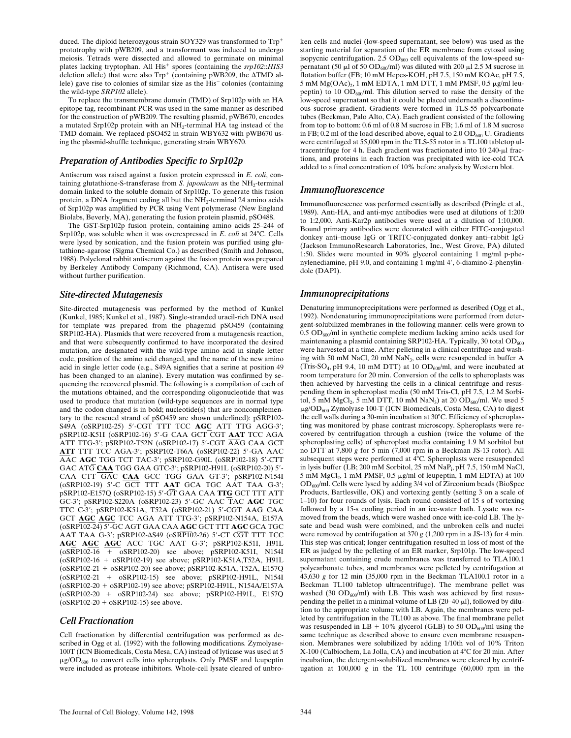duced. The diploid heterozygous strain SOY329 was transformed to $Trp^+$ prototrophy with pWB209, and a transformant was induced to undergo meiosis. Tetrads were dissected and allowed to germinate on minimal plates lacking tryptophan. All $His^+$ spores (containing the *srp102::HIS3* deletion allele) that were also $Trp^+$ (containing pWB209, the ΔTMD allele) gave rise to colonies of similar size as the $His^-$ colonies (containing the wild-type *SRP102* allele).

To replace the transmembrane domain (TMD) of Srp102p with an HA epitope tag, recombinant PCR was used in the same manner as described for the construction of pWB209. The resulting plasmid, pWB670, encodes a mutated Srp102p protein with an $NH_2$-terminal HA tag instead of the TMD domain. We replaced pSO452 in strain WBY632 with pWB670 using the plasmid-shuffle technique, generating strain WBY670.

## Preparation of Antibodies Specific to Srp102p

Antiserum was raised against a fusion protein expressed in *E. coli*, containing glutathione-S-transferase from *S. japonicum* as the $NH_2$-terminal domain linked to the soluble domain of Srp102p. To generate this fusion protein, a DNA fragment coding all but the $NH_2$-terminal 24 amino acids of Srp102p was amplified by PCR using Vent polymerase (New England Biolabs, Beverly, MA), generating the fusion protein plasmid, pSO488.

The GST-Srp102p fusion protein, containing amino acids 25–244 of Srp102p, was soluble when it was overexpressed in *E. coli* at 24°C. Cells were lysed by sonication, and the fusion protein was purified using glutathione-agarose (Sigma Chemical Co.) as described (Smith and Johnson, 1988). Polyclonal rabbit antiserum against the fusion protein was prepared by Berkeley Antibody Company (Richmond, CA). Antisera were used without further purification.

## Site-directed Mutagenesis

Site-directed mutagenesis was performed by the method of Kunkel (Kunkel, 1985; Kunkel et al., 1987). Single-stranded uracil-rich DNA used for template was prepared from the phagemid pSO459 (containing SRP102-HA). Plasmids that were recovered from a mutagenesis reaction, and that were subsequently confirmed to have incorporated the desired mutation, are designated with the wild-type amino acid in single letter code, position of the amino acid changed, and the name of the new amino acid in single letter code (e.g., S49A signifies that a serine at position 49 has been changed to an alanine). Every mutation was confirmed by sequencing the recovered plasmid. The following is a compilation of each of the mutations obtained, and the corresponding oligonucleotide that was used to produce that mutation (wild-type sequences are in normal type and the codon changed is in bold; nucleotide(s) that are noncomplementary to the rescued strand of pSO459 are shown underlined): pSRP102-S49A (oSRP102-25) 5′-CGT TTT TCC **AGC** ATT TTG AGG-3′; pSRP102-K51I (oSRP102-16) 5′-G CAA GCT CGT **AAT** TCC AGA ATT TTG-3′; pSRP102-T52N (oSRP102-17) 5′-CGT AAG CAA GCT **ATT** TTT TCC AGA-3′; pSRP102-T66A (oSRP102-22) 5′-GA AAC AAC **AGC** TGG TCT TAC-3′; pSRP102-G90L (oSRP102-18) 5′-CTT GAC ATG **CAA** TGG GAA GTC-3′; pSRP102-H91L (oSRP102-20) 5′-CAA CTT GAC **CAA** GCC TGG GAA GT-3′; pSRP102-N154I (oSRP102-19) 5′-C GCT TTT **AAT** GCA TGC AAT TAA G-3′; pSRP102-E157Q (oSRP102-15) 5′-GT GAA CAA **TTG** GCT TTT ATT GC-3′; pSRP102-S220A (oSRP102-23) 5′-GC AAC TAC **AGC** TGC TTC C-3′; pSRP102-K51A, T52A (oSRP102-21) 5′-CGT AAG CAA GCT **AGC AGC** TCC AGA ATT TTG-3′; pSRP102-N154A, E157A (oSRP102-24) 5′-GC AGT GAA CAA **AGC** GCT TTT **AGC** GCA TGC AAT TAA G-3′; pSRP102-ΔS49 (oSRP102-26) 5′-CT CGT TTT TCC **AGC AGC AGC** ACC TGC AAT G-3′; pSRP102-K51I, H91L (oSRP102-16 + oSRP102-20) see above; pSRP102-K51I, N154I (oSRP102-16 + oSRP102-19) see above; pSRP102-K51A,T52A, H91L (oSRP102-21 + oSRP102-20) see above; pSRP102-K51A, T52A, E157Q (oSRP102-21 + oSRP102-15) see above; pSRP102-H91L, N154I (oSRP102-20 + oSRP102-19) see above; pSRP102-H91L, N154A/E157A (oSRP102-20 + oSRP102-24) see above; pSRP102-H91L, E157Q (oSRP102-20 + oSRP102-15) see above.

## Cell Fractionation

Cell fractionation by differential centrifugation was performed as described in Ogg et al. (1992) with the following modifications. Zymolyase-100T (ICN Biomedicals, Costa Mesa, CA) instead of lyticase was used at 5 $\mu g/OD_{600}$ to convert cells into spheroplasts. Only PMSF and leupeptin were included as protease inhibitors. Whole-cell lysate cleared of unbroken cells and nuclei (low-speed supernatant, see below) was used as the starting material for separation of the ER membrane from cytosol using isopycnic centrifugation. 2.5 $OD_{600}$ cell equivalents of the low-speed supernatant (50 μl of 50 $OD_{600}$/ml) was diluted with 200 μl 2.5 M sucrose in flotation buffer (FB; 10 mM Hepes-KOH, pH 7.5, 150 mM KOAc, pH 7.5, 5 mM $Mg(OAc)_2$, 1 mM EDTA, 1 mM DTT, 1 mM PMSF, 0.5 μg/ml leupeptin) to 10 $OD_{600}$/ml. This dilution served to raise the density of the low-speed supernatant so that it could be placed underneath a discontinuous sucrose gradient. Gradients were formed in TLS-55 polycarbonate tubes (Beckman, Palo Alto, CA). Each gradient consisted of the following from top to bottom: 0.6 ml of 0.8 M sucrose in FB; 1.6 ml of 1.8 M sucrose in FB; 0.2 ml of the load described above, equal to 2.0 $OD_{600}$ U. Gradients were centrifuged at 55,000 rpm in the TLS-55 rotor in a TL100 tabletop ultracentrifuge for 4 h. Each gradient was fractionated into 10 240-μl fractions, and proteins in each fraction was precipitated with ice-cold TCA added to a final concentration of 10% before analysis by Western blot.

## Immunofluorescence

Immunofluorescence was performed essentially as described (Pringle et al., 1989). Anti-HA, and anti-myc antibodies were used at dilutions of 1:200 to 1:2,000. Anti-Kar2p antibodies were used at a dilution of 1:10,000. Bound primary antibodies were decorated with either FITC-conjugated donkey anti–mouse IgG or TRITC-conjugated donkey anti–rabbit IgG (Jackson ImmunoResearch Laboratories, Inc., West Grove, PA) diluted 1:50. Slides were mounted in 90% glycerol containing 1 mg/ml p-phenylenediamine, pH 9.0, and containing 1 mg/ml 4′, 6-diamino-2-phenylindole (DAPI).

## Immunoprecipitations

Denaturing immunoprecipitations were performed as described (Ogg et al., 1992). Nondenaturing immunoprecipitations were performed from detergent-solubilized membranes in the following manner: cells were grown to 0.5 $OD_{600}$/ml in synthetic complete medium lacking amino acids used for maintenaning a plasmid containing SRP102-HA. Typically, 30 total $OD_{600}$ were harvested at a time. After pelleting in a clinical centrifuge and washing with 50 mM NaCl, 20 mM $NaN_3$, cells were resuspended in buffer A ($Tris-SO_4$, pH 9.4, 10 mM DTT) at 10 $OD_{600}$/ml, and were incubated at room temperature for 20 min. Conversion of the cells to spheroplasts was then achieved by harvesting the cells in a clinical centrifuge and resuspending them in spheroplast media (50 mM Tris-Cl, pH 7.5, 1.2 M Sorbitol, 5 mM $MgCl_2$, 5 mM DTT, 10 mM $NaN_3$) at 20 $OD_{600}$/ml. We used 5 $\mu g/OD_{600}$ Zymolyase 100-T (ICN Biomedicals, Costa Mesa, CA) to digest the cell walls during a 30-min incubation at 30°C. Efficiency of spheroplasting was monitored by phase contrast microscopy. Spheroplasts were recovered by centrifugation through a cushion (twice the volume of the spheroplasting cells) of spheroplast media containing 1.9 M sorbitol but no DTT at 7,800 *g* for 5 min (7,000 rpm in a Beckman JS-13 rotor). All subsequent steps were performed at 4°C. Spheroplasts were resuspended in lysis buffer (LB; 200 mM Sorbitol, 25 mM $NaP_i$, pH 7.5, 150 mM NaCl, 5 mM $MgCl_2$, 1 mM PMSF, 0.5 μg/ml of leupeptin, 1 mM EDTA) at 100 $OD_{600}$/ml. Cells were lysed by adding 3/4 vol of Zirconium beads (BioSpec Products, Bartlesville, OK) and vortexing gently (setting 3 on a scale of 1–10) for four rounds of lysis. Each round consisted of 15 s of vortexing followed by a 15-s cooling period in an ice-water bath. Lysate was removed from the beads, which were washed once with ice-cold LB. The lysate and bead wash were combined, and the unbroken cells and nuclei were removed by centrifugation at 370 *g* (1,200 rpm in a JS-13) for 4 min. This step was critical; longer centrifugation resulted in loss of most of the ER as judged by the pelleting of an ER marker, Srp101p. The low-speed supernatant containing crude membranes was transferred to TLA100.1 polycarbonate tubes, and membranes were pelleted by centrifugation at 43,630 *g* for 12 min (35,000 rpm in the Beckman TLA100.1 rotor in a Beckman TL100 tabletop ultracentrifuge). The membrane pellet was washed (30 $OD_{600}$/ml) with LB. This wash was achieved by first resuspending the pellet in a minimal volume of LB (20–40 μl), followed by dilution to the appropriate volume with LB. Again, the membranes were pelleted by centrifugation in the TL100 as above. The final membrane pellet was resuspended in LB + 10% glycerol (GLB) to 50 $OD_{600}$/ml using the same technique as described above to ensure even membrane resuspension. Membranes were solubilized by adding 1/10th vol of 10% Triton X-100 (Calbiochem, La Jolla, CA) and incubation at 4°C for 20 min. After incubation, the detergent-solubilized membranes were cleared by centrifugation at 100,000 *g* in the TL 100 centrifuge (60,000 rpm in the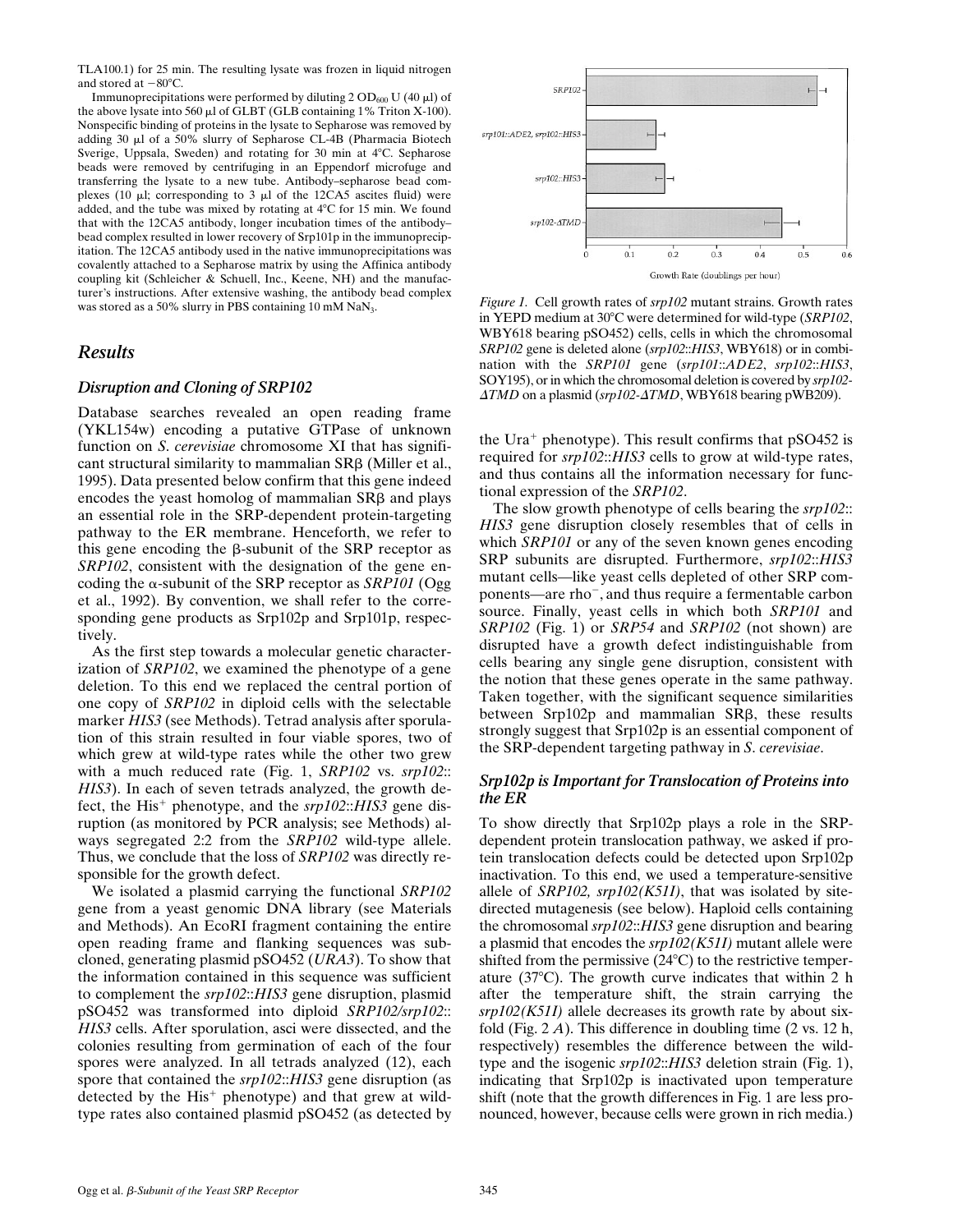TLA100.1) for 25 min. The resulting lysate was frozen in liquid nitrogen and stored at −80°C.

Immunoprecipitations were performed by diluting 2 $OD_{600}$ U (40 μl) of the above lysate into 560 μl of GLBT (GLB containing 1% Triton X-100). Nonspecific binding of proteins in the lysate to Sepharose was removed by adding 30 μl of a 50% slurry of Sepharose CL-4B (Pharmacia Biotech Sverige, Uppsala, Sweden) and rotating for 30 min at 4°C. Sepharose beads were removed by centrifuging in an Eppendorf microfuge and transferring the lysate to a new tube. Antibody–sepharose bead complexes (10 μl; corresponding to 3 μl of the 12CA5 ascites fluid) were added, and the tube was mixed by rotating at 4°C for 15 min. We found that with the 12CA5 antibody, longer incubation times of the antibody–bead complex resulted in lower recovery of Srp101p in the immunoprecipitation. The 12CA5 antibody used in the native immunoprecipitations was covalently attached to a Sepharose matrix by using the Affinica antibody coupling kit (Schleicher & Schuell, Inc., Keene, NH) and the manufacturer's instructions. After extensive washing, the antibody bead complex was stored as a 50% slurry in PBS containing 10 mM $NaN_3$.

## Results

### Disruption and Cloning of SRP102

Database searches revealed an open reading frame (YKL154w) encoding a putative GTPase of unknown function on *S. cerevisiae* chromosome XI that has significant structural similarity to mammalian SRβ (Miller et al., 1995). Data presented below confirm that this gene indeed encodes the yeast homolog of mammalian SRβ and plays an essential role in the SRP-dependent protein-targeting pathway to the ER membrane. Henceforth, we refer to this gene encoding the β-subunit of the SRP receptor as *SRP102*, consistent with the designation of the gene encoding the α-subunit of the SRP receptor as *SRP101* (Ogg et al., 1992). By convention, we shall refer to the corresponding gene products as Srp102p and Srp101p, respectively.

As the first step towards a molecular genetic characterization of *SRP102*, we examined the phenotype of a gene deletion. To this end we replaced the central portion of one copy of *SRP102* in diploid cells with the selectable marker *HIS3* (see Methods). Tetrad analysis after sporulation of this strain resulted in four viable spores, two of which grew at wild-type rates while the other two grew with a much reduced rate (Fig. 1, *SRP102* vs. *srp102*::*HIS3*). In each of seven tetrads analyzed, the growth defect, the His+ phenotype, and the *srp102*::*HIS3* gene disruption (as monitored by PCR analysis; see Methods) always segregated 2:2 from the *SRP102* wild-type allele. Thus, we conclude that the loss of *SRP102* was directly responsible for the growth defect.

We isolated a plasmid carrying the functional *SRP102* gene from a yeast genomic DNA library (see Materials and Methods). An EcoRI fragment containing the entire open reading frame and flanking sequences was subcloned, generating plasmid pSO452 (*URA3*). To show that the information contained in this sequence was sufficient to complement the *srp102*::*HIS3* gene disruption, plasmid pSO452 was transformed into diploid *SRP102/srp102*::*HIS3* cells. After sporulation, asci were dissected, and the colonies resulting from germination of each of the four spores were analyzed. In all tetrads analyzed (12), each spore that contained the *srp102*::*HIS3* gene disruption (as detected by the His+ phenotype) and that grew at wild-type rates also contained plasmid pSO452 (as detected by the Ura+ phenotype). This result confirms that pSO452 is required for *srp102*::*HIS3* cells to grow at wild-type rates, and thus contains all the information necessary for functional expression of the *SRP102*.

*Figure 1.* Cell growth rates of *srp102* mutant strains. Growth rates in YEPD medium at 30°C were determined for wild-type (*SRP102*, WBY618 bearing pSO452) cells, cells in which the chromosomal *SRP102* gene is deleted alone (*srp102*::*HIS3*, WBY618) or in combination with the *SRP101* gene (*srp101*::*ADE2*, *srp102*::*HIS3*, SOY195), or in which the chromosomal deletion is covered by *srp102-ΔTMD* on a plasmid (*srp102-ΔTMD*, WBY618 bearing pWB209).

The slow growth phenotype of cells bearing the *srp102*::*HIS3* gene disruption closely resembles that of cells in which *SRP101* or any of the seven known genes encoding SRP subunits are disrupted. Furthermore, *srp102*::*HIS3* mutant cells—like yeast cells depleted of other SRP components—are rho−, and thus require a fermentable carbon source. Finally, yeast cells in which both *SRP101* and *SRP102* (Fig. 1) or *SRP54* and *SRP102* (not shown) are disrupted have a growth defect indistinguishable from cells bearing any single gene disruption, consistent with the notion that these genes operate in the same pathway. Taken together, with the significant sequence similarities between Srp102p and mammalian SRβ, these results strongly suggest that Srp102p is an essential component of the SRP-dependent targeting pathway in *S. cerevisiae*.

### Srp102p is Important for Translocation of Proteins into the ER

To show directly that Srp102p plays a role in the SRP-dependent protein translocation pathway, we asked if protein translocation defects could be detected upon Srp102p inactivation. To this end, we used a temperature-sensitive allele of *SRP102, srp102(K51I)*, that was isolated by site-directed mutagenesis (see below). Haploid cells containing the chromosomal *srp102*::*HIS3* gene disruption and bearing a plasmid that encodes the *srp102(K51I)* mutant allele were shifted from the permissive (24°C) to the restrictive temperature (37°C). The growth curve indicates that within 2 h after the temperature shift, the strain carrying the *srp102(K51I)* allele decreases its growth rate by about sixfold (Fig. 2 *A*). This difference in doubling time (2 vs. 12 h, respectively) resembles the difference between the wild-type and the isogenic *srp102*::*HIS3* deletion strain (Fig. 1), indicating that Srp102p is inactivated upon temperature shift (note that the growth differences in Fig. 1 are less pronounced, however, because cells were grown in rich media.)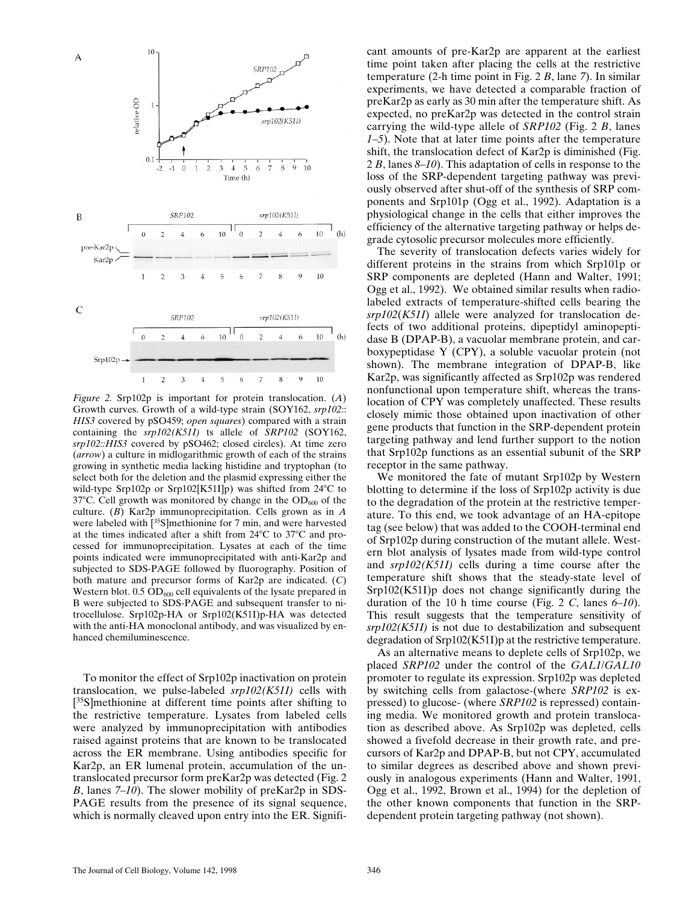*Figure 2.* Srp102p is important for protein translocation. (*A*) Growth curves. Growth of a wild-type strain (SOY162, *srp102::HIS3* covered by pSO459; *open squares*) compared with a strain containing the *srp102(K51I)* ts allele of *SRP102* (SOY162, *srp102::HIS3* covered by pSO462; closed circles). At time zero (*arrow*) a culture in midlogarithmic growth of each of the strains growing in synthetic media lacking histidine and tryptophan (to select both for the deletion and the plasmid expressing either the wild-type Srp102p or Srp102[K51I]p) was shifted from 24°C to 37°C. Cell growth was monitored by change in the $OD_{600}$ of the culture. (*B*) Kar2p immunoprecipitation. Cells grown as in *A* were labeled with [$^{35}$S]methionine for 7 min, and were harvested at the times indicated after a shift from 24°C to 37°C and processed for immunoprecipitation. Lysates at each of the time points indicated were immunoprecipitated with anti-Kar2p and subjected to SDS-PAGE followed by fluorography. Position of both mature and precursor forms of Kar2p are indicated. (*C*) Western blot. 0.5 $OD_{600}$ cell equivalents of the lysate prepared in B were subjected to SDS-PAGE and subsequent transfer to nitrocellulose. Srp102p-HA or Srp102(K51I)p-HA was detected with the anti-HA monoclonal antibody, and was visualized by enhanced chemiluminescence.

To monitor the effect of Srp102p inactivation on protein translocation, we pulse-labeled *srp102(K51I)* cells with [$^{35}$S]methionine at different time points after shifting to the restrictive temperature. Lysates from labeled cells were analyzed by immunoprecipitation with antibodies raised against proteins that are known to be translocated across the ER membrane. Using antibodies specific for Kar2p, an ER lumenal protein, accumulation of the untranslocated precursor form preKar2p was detected (Fig. 2 *B*, lanes *7–10*). The slower mobility of preKar2p in SDS-PAGE results from the presence of its signal sequence, which is normally cleaved upon entry into the ER. Significant amounts of pre-Kar2p are apparent at the earliest time point taken after placing the cells at the restrictive temperature (2-h time point in Fig. 2 *B*, lane *7*). In similar experiments, we have detected a comparable fraction of preKar2p as early as 30 min after the temperature shift. As expected, no preKar2p was detected in the control strain carrying the wild-type allele of *SRP102* (Fig. 2 *B*, lanes *1–5*). Note that at later time points after the temperature shift, the translocation defect of Kar2p is diminished (Fig. 2 *B*, lanes *8–10*). This adaptation of cells in response to the loss of the SRP-dependent targeting pathway was previously observed after shut-off of the synthesis of SRP components and Srp101p (Ogg et al., 1992). Adaptation is a physiological change in the cells that either improves the efficiency of the alternative targeting pathway or helps degrade cytosolic precursor molecules more efficiently.

The severity of translocation defects varies widely for different proteins in the strains from which Srp101p or SRP components are depleted (Hann and Walter, 1991; Ogg et al., 1992). We obtained similar results when radiolabeled extracts of temperature-shifted cells bearing the *srp102(K51I)* allele were analyzed for translocation defects of two additional proteins, dipeptidyl aminopeptidase B (DPAP-B), a vacuolar membrane protein, and carboxypeptidase Y (CPY), a soluble vacuolar protein (not shown). The membrane integration of DPAP-B, like Kar2p, was significantly affected as Srp102p was rendered nonfunctional upon temperature shift, whereas the translocation of CPY was completely unaffected. These results closely mimic those obtained upon inactivation of other gene products that function in the SRP-dependent protein targeting pathway and lend further support to the notion that Srp102p functions as an essential subunit of the SRP receptor in the same pathway.

We monitored the fate of mutant Srp102p by Western blotting to determine if the loss of Srp102p activity is due to the degradation of the protein at the restrictive temperature. To this end, we took advantage of an HA-epitope tag (see below) that was added to the COOH-terminal end of Srp102p during construction of the mutant allele. Western blot analysis of lysates made from wild-type control and *srp102(K51I)* cells during a time course after the temperature shift shows that the steady-state level of Srp102(K51I)p does not change significantly during the duration of the 10 h time course (Fig. 2 *C*, lanes *6–10*). This result suggests that the temperature sensitivity of *srp102(K51I)* is not due to destabilization and subsequent degradation of Srp102(K51I)p at the restrictive temperature.

As an alternative means to deplete cells of Srp102p, we placed *SRP102* under the control of the *GAL1/GAL10* promoter to regulate its expression. Srp102p was depleted by switching cells from galactose-(where *SRP102* is expressed) to glucose- (where *SRP102* is repressed) containing media. We monitored growth and protein translocation as described above. As Srp102p was depleted, cells showed a fivefold decrease in their growth rate, and precursors of Kar2p and DPAP-B, but not CPY, accumulated to similar degrees as described above and shown previously in analogous experiments (Hann and Walter, 1991, Ogg et al., 1992, Brown et al., 1994) for the depletion of the other known components that function in the SRP-dependent protein targeting pathway (not shown).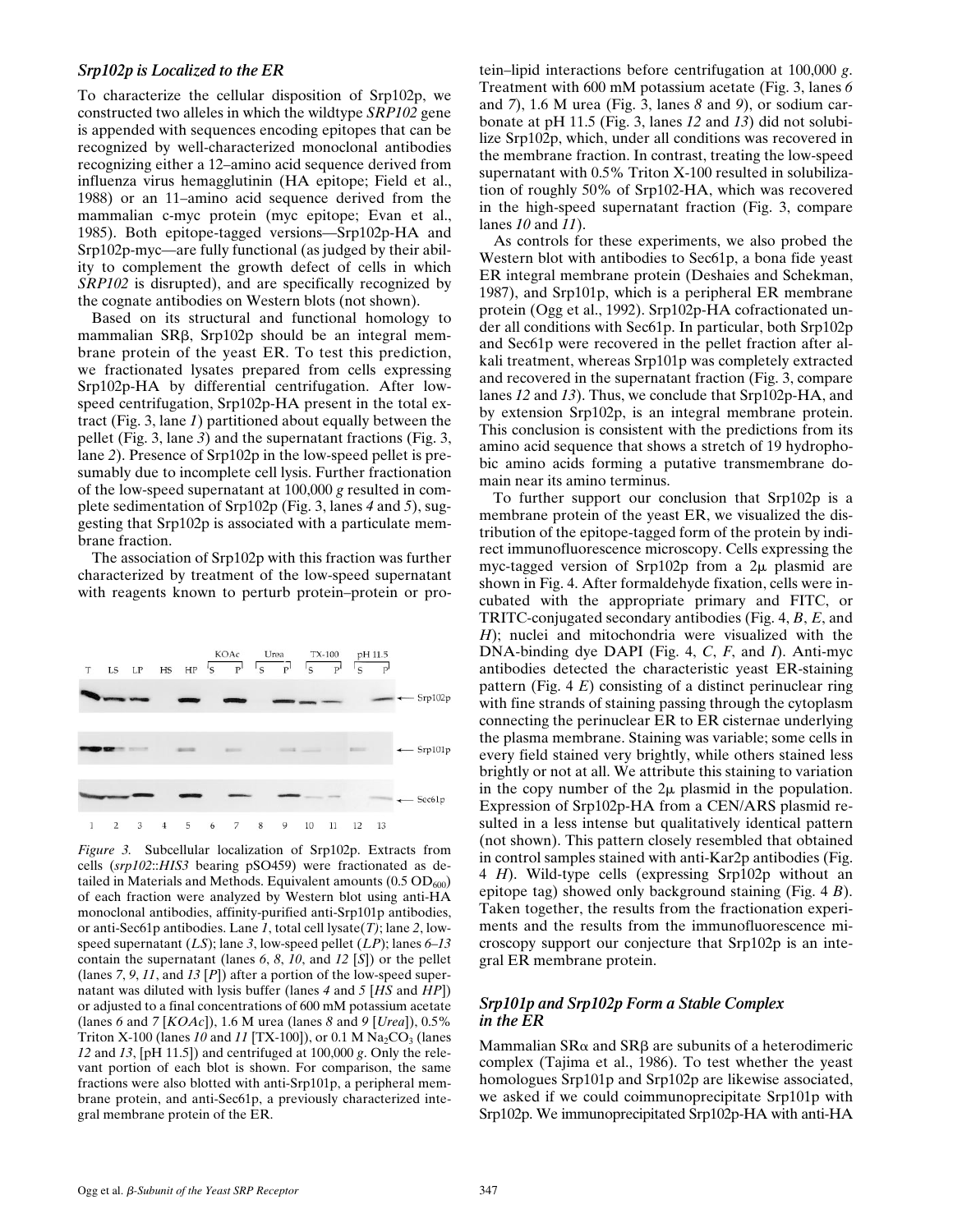### *Srp102p is Localized to the ER*

To characterize the cellular disposition of Srp102p, we constructed two alleles in which the wildtype *SRP102* gene is appended with sequences encoding epitopes that can be recognized by well-characterized monoclonal antibodies recognizing either a 12–amino acid sequence derived from influenza virus hemagglutinin (HA epitope; Field et al., 1988) or an 11–amino acid sequence derived from the mammalian c-myc protein (myc epitope; Evan et al., 1985). Both epitope-tagged versions—Srp102p-HA and Srp102p-myc—are fully functional (as judged by their ability to complement the growth defect of cells in which *SRP102* is disrupted), and are specifically recognized by the cognate antibodies on Western blots (not shown).

Based on its structural and functional homology to mammalian SRβ, Srp102p should be an integral membrane protein of the yeast ER. To test this prediction, we fractionated lysates prepared from cells expressing Srp102p-HA by differential centrifugation. After low-speed centrifugation, Srp102p-HA present in the total extract (Fig. 3, lane *1*) partitioned about equally between the pellet (Fig. 3, lane *3*) and the supernatant fractions (Fig. 3, lane *2*). Presence of Srp102p in the low-speed pellet is presumably due to incomplete cell lysis. Further fractionation of the low-speed supernatant at 100,000 *g* resulted in complete sedimentation of Srp102p (Fig. 3, lanes *4* and *5*), suggesting that Srp102p is associated with a particulate membrane fraction.

The association of Srp102p with this fraction was further characterized by treatment of the low-speed supernatant with reagents known to perturb protein–protein or protein–lipid interactions before centrifugation at 100,000 *g*. Treatment with 600 mM potassium acetate (Fig. 3, lanes *6* and *7*), 1.6 M urea (Fig. 3, lanes *8* and *9*), or sodium carbonate at pH 11.5 (Fig. 3, lanes *12* and *13*) did not solubilize Srp102p, which, under all conditions was recovered in the membrane fraction. In contrast, treating the low-speed supernatant with 0.5% Triton X-100 resulted in solubilization of roughly 50% of Srp102-HA, which was recovered in the high-speed supernatant fraction (Fig. 3, compare lanes *10* and *11*).

*Figure 3.* Subcellular localization of Srp102p. Extracts from cells (*srp102::HIS3* bearing pSO459) were fractionated as detailed in Materials and Methods. Equivalent amounts (0.5 $OD_{600}$) of each fraction were analyzed by Western blot using anti-HA monoclonal antibodies, affinity-purified anti-Srp101p antibodies, or anti-Sec61p antibodies. Lane *1*, total cell lysate(*T*); lane *2*, low-speed supernatant (*LS*); lane *3*, low-speed pellet (*LP*); lanes *6–13* contain the supernatant (lanes *6*, *8*, *10*, and *12* [*S*]) or the pellet (lanes *7*, *9*, *11*, and *13* [*P*]) after a portion of the low-speed supernatant was diluted with lysis buffer (lanes *4* and *5* [*HS* and *HP*]) or adjusted to a final concentrations of 600 mM potassium acetate (lanes *6* and *7* [*KOAc*]), 1.6 M urea (lanes *8* and *9* [*Urea*]), 0.5% Triton X-100 (lanes *10* and *11* [TX-100]), or 0.1 M $Na_2CO_3$ (lanes *12* and *13*, [pH 11.5]) and centrifuged at 100,000 *g*. Only the relevant portion of each blot is shown. For comparison, the same fractions were also blotted with anti-Srp101p, a peripheral membrane protein, and anti-Sec61p, a previously characterized integral membrane protein of the ER.

As controls for these experiments, we also probed the Western blot with antibodies to Sec61p, a bona fide yeast ER integral membrane protein (Deshaies and Schekman, 1987), and Srp101p, which is a peripheral ER membrane protein (Ogg et al., 1992). Srp102p-HA cofractionated under all conditions with Sec61p. In particular, both Srp102p and Sec61p were recovered in the pellet fraction after alkali treatment, whereas Srp101p was completely extracted and recovered in the supernatant fraction (Fig. 3, compare lanes *12* and *13*). Thus, we conclude that Srp102p-HA, and by extension Srp102p, is an integral membrane protein. This conclusion is consistent with the predictions from its amino acid sequence that shows a stretch of 19 hydrophobic amino acids forming a putative transmembrane domain near its amino terminus.

To further support our conclusion that Srp102p is a membrane protein of the yeast ER, we visualized the distribution of the epitope-tagged form of the protein by indirect immunofluorescence microscopy. Cells expressing the myc-tagged version of Srp102p from a 2μ plasmid are shown in Fig. 4. After formaldehyde fixation, cells were incubated with the appropriate primary and FITC, or TRITC-conjugated secondary antibodies (Fig. 4, *B*, *E*, and *H*); nuclei and mitochondria were visualized with the DNA-binding dye DAPI (Fig. 4, *C*, *F*, and *I*). Anti-myc antibodies detected the characteristic yeast ER-staining pattern (Fig. 4 *E*) consisting of a distinct perinuclear ring with fine strands of staining passing through the cytoplasm connecting the perinuclear ER to ER cisternae underlying the plasma membrane. Staining was variable; some cells in every field stained very brightly, while others stained less brightly or not at all. We attribute this staining to variation in the copy number of the 2μ plasmid in the population. Expression of Srp102p-HA from a CEN/ARS plasmid resulted in a less intense but qualitatively identical pattern (not shown). This pattern closely resembled that obtained in control samples stained with anti-Kar2p antibodies (Fig. 4 *H*). Wild-type cells (expressing Srp102p without an epitope tag) showed only background staining (Fig. 4 *B*). Taken together, the results from the fractionation experiments and the results from the immunofluorescence microscopy support our conjecture that Srp102p is an integral ER membrane protein.

### *Srp101p and Srp102p Form a Stable Complex in the ER*

Mammalian SRα and SRβ are subunits of a heterodimeric complex (Tajima et al., 1986). To test whether the yeast homologues Srp101p and Srp102p are likewise associated, we asked if we could coimmunoprecipitate Srp101p with Srp102p. We immunoprecipitated Srp102p-HA with anti-HA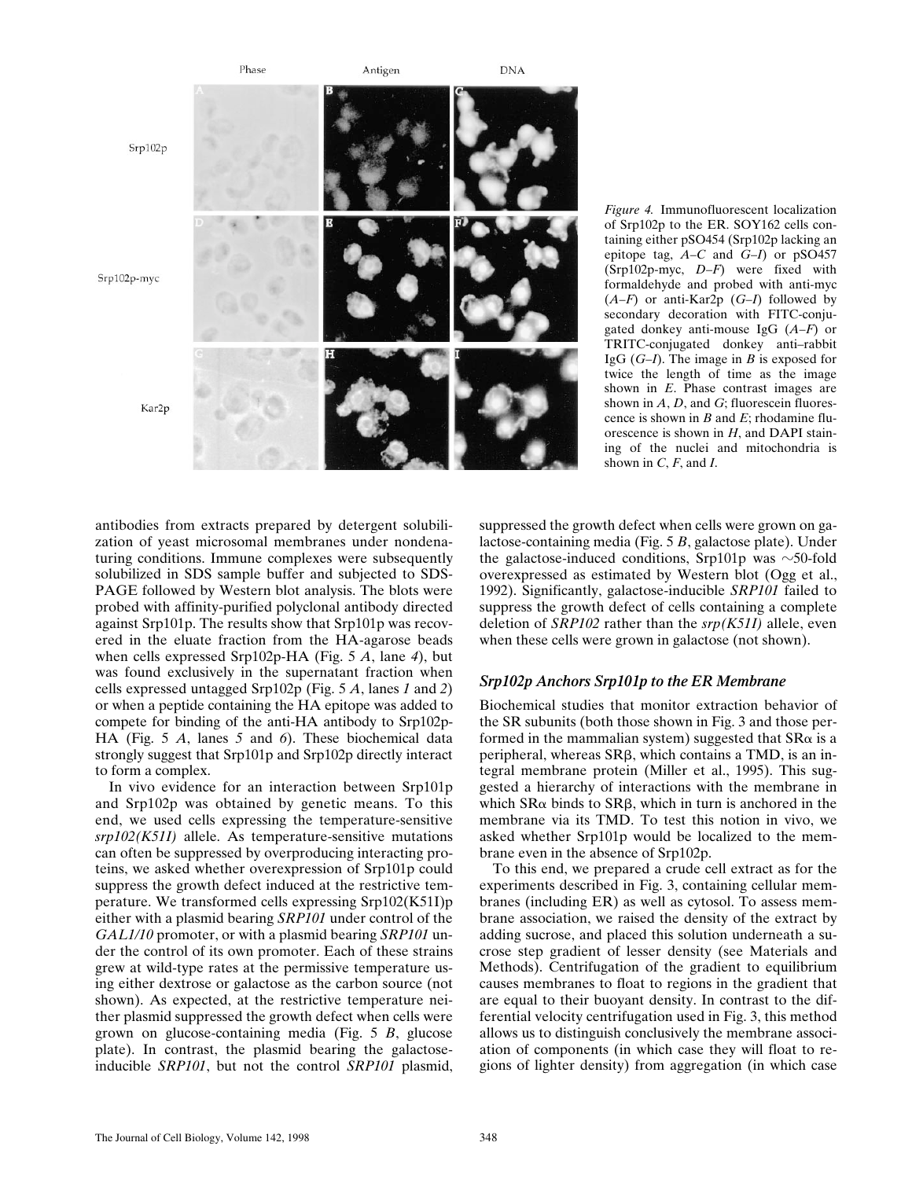*Figure 4.* Immunofluorescent localization of Srp102p to the ER. SOY162 cells containing either pSO454 (Srp102p lacking an epitope tag, *A–C* and *G–I*) or pSO457 (Srp102p-myc, *D–F*) were fixed with formaldehyde and probed with anti-myc (*A–F*) or anti-Kar2p (*G–I*) followed by secondary decoration with FITC-conjugated donkey anti-mouse IgG (*A–F*) or TRITC-conjugated donkey anti–rabbit IgG (*G–I*). The image in *B* is exposed for twice the length of time as the image shown in *E*. Phase contrast images are shown in *A*, *D*, and *G*; fluorescein fluorescence is shown in *B* and *E*; rhodamine fluorescence is shown in *H*, and DAPI staining of the nuclei and mitochondria is shown in *C*, *F*, and *I*.

antibodies from extracts prepared by detergent solubilization of yeast microsomal membranes under nondenaturing conditions. Immune complexes were subsequently solubilized in SDS sample buffer and subjected to SDS-PAGE followed by Western blot analysis. The blots were probed with affinity-purified polyclonal antibody directed against Srp101p. The results show that Srp101p was recovered in the eluate fraction from the HA-agarose beads when cells expressed Srp102p-HA (Fig. 5 *A*, lane *4*), but was found exclusively in the supernatant fraction when cells expressed untagged Srp102p (Fig. 5 *A*, lanes *1* and *2*) or when a peptide containing the HA epitope was added to compete for binding of the anti-HA antibody to Srp102p-HA (Fig. 5 *A*, lanes *5* and *6*). These biochemical data strongly suggest that Srp101p and Srp102p directly interact to form a complex.

In vivo evidence for an interaction between Srp101p and Srp102p was obtained by genetic means. To this end, we used cells expressing the temperature-sensitive *srp102(K51I)* allele. As temperature-sensitive mutations can often be suppressed by overproducing interacting proteins, we asked whether overexpression of Srp101p could suppress the growth defect induced at the restrictive temperature. We transformed cells expressing Srp102(K51I)p either with a plasmid bearing *SRP101* under control of the *GAL1/10* promoter, or with a plasmid bearing *SRP101* under the control of its own promoter. Each of these strains grew at wild-type rates at the permissive temperature using either dextrose or galactose as the carbon source (not shown). As expected, at the restrictive temperature neither plasmid suppressed the growth defect when cells were grown on glucose-containing media (Fig. 5 *B*, glucose plate). In contrast, the plasmid bearing the galactose-inducible *SRP101*, but not the control *SRP101* plasmid, suppressed the growth defect when cells were grown on galactose-containing media (Fig. 5 *B*, galactose plate). Under the galactose-induced conditions, Srp101p was ~50-fold overexpressed as estimated by Western blot (Ogg et al., 1992). Significantly, galactose-inducible *SRP101* failed to suppress the growth defect of cells containing a complete deletion of *SRP102* rather than the *srp(K51I)* allele, even when these cells were grown in galactose (not shown).

### *Srp102p Anchors Srp101p to the ER Membrane*

Biochemical studies that monitor extraction behavior of the SR subunits (both those shown in Fig. 3 and those performed in the mammalian system) suggested that SRα is a peripheral, whereas SRβ, which contains a TMD, is an integral membrane protein (Miller et al., 1995). This suggested a hierarchy of interactions with the membrane in which SRα binds to SRβ, which in turn is anchored in the membrane via its TMD. To test this notion in vivo, we asked whether Srp101p would be localized to the membrane even in the absence of Srp102p.

To this end, we prepared a crude cell extract as for the experiments described in Fig. 3, containing cellular membranes (including ER) as well as cytosol. To assess membrane association, we raised the density of the extract by adding sucrose, and placed this solution underneath a sucrose step gradient of lesser density (see Materials and Methods). Centrifugation of the gradient to equilibrium causes membranes to float to regions in the gradient that are equal to their buoyant density. In contrast to the differential velocity centrifugation used in Fig. 3, this method allows us to distinguish conclusively the membrane association of components (in which case they will float to regions of lighter density) from aggregation (in which case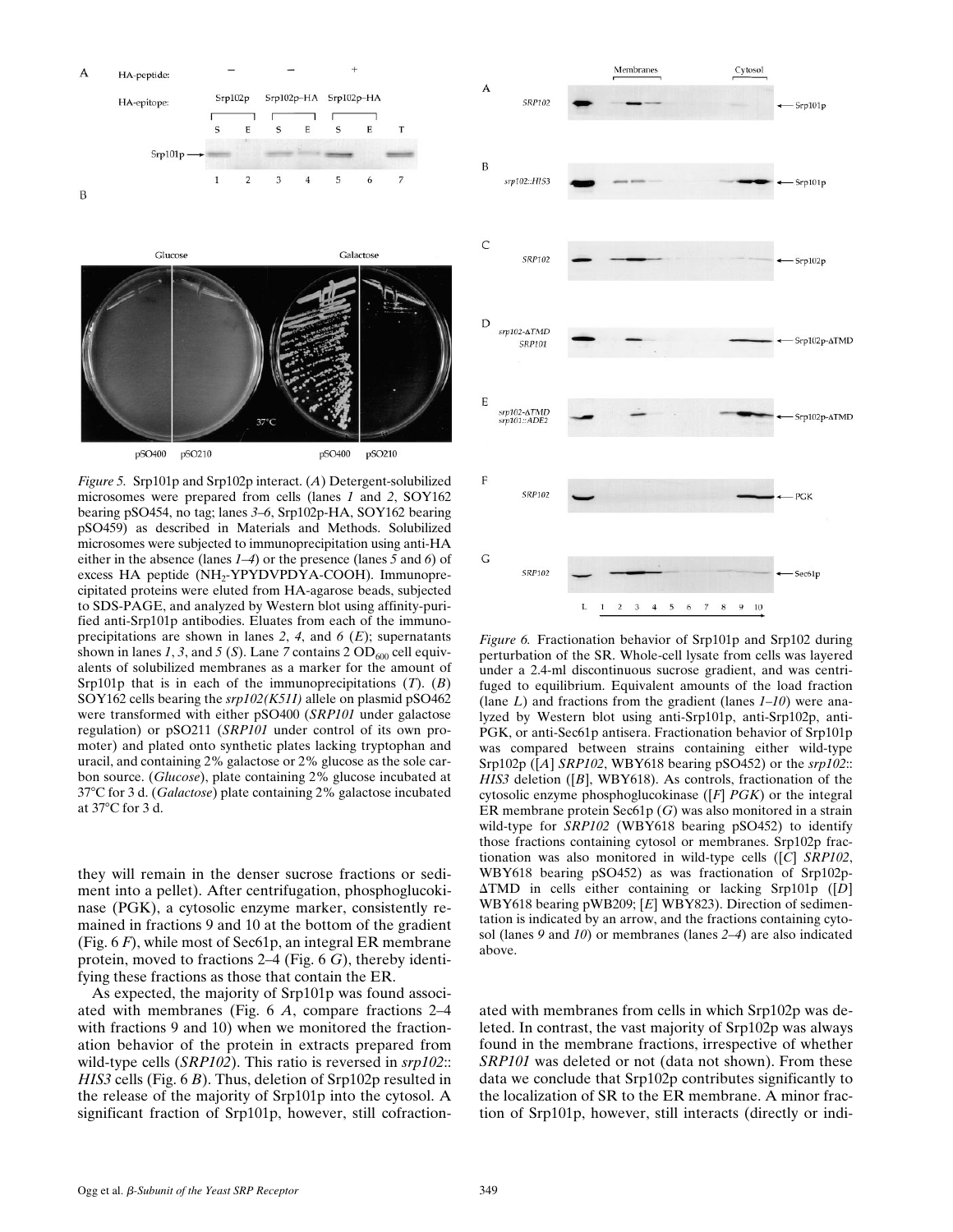*Figure 5.* Srp101p and Srp102p interact. (*A*) Detergent-solubilized microsomes were prepared from cells (lanes *1* and *2*, SOY162 bearing pSO454, no tag; lanes *3–6*, Srp102p-HA, SOY162 bearing pSO459) as described in Materials and Methods. Solubilized microsomes were subjected to immunoprecipitation using anti-HA either in the absence (lanes *1–4*) or the presence (lanes *5* and *6*) of excess HA peptide ($NH_2$-YPYDVPDYA-COOH). Immunoprecipitated proteins were eluted from HA-agarose beads, subjected to SDS-PAGE, and analyzed by Western blot using affinity-purified anti-Srp101p antibodies. Eluates from each of the immunoprecipitations are shown in lanes *2*, *4*, and *6* (*E*); supernatants shown in lanes *1*, *3*, and *5* (*S*). Lane *7* contains 2 $OD_{600}$ cell equivalents of solubilized membranes as a marker for the amount of Srp101p that is in each of the immunoprecipitations (*T*). (*B*) SOY162 cells bearing the *srp102(K51I)* allele on plasmid pSO462 were transformed with either pSO400 (*SRP101* under galactose regulation) or pSO211 (*SRP101* under control of its own promoter) and plated onto synthetic plates lacking tryptophan and uracil, and containing 2% galactose or 2% glucose as the sole carbon source. (*Glucose*), plate containing 2% glucose incubated at 37°C for 3 d. (*Galactose*) plate containing 2% galactose incubated at 37°C for 3 d.

*Figure 6.* Fractionation behavior of Srp101p and Srp102 during perturbation of the SR. Whole-cell lysate from cells was layered under a 2.4-ml discontinuous sucrose gradient, and was centrifuged to equilibrium. Equivalent amounts of the load fraction (lane *L*) and fractions from the gradient (lanes *1–10*) were analyzed by Western blot using anti-Srp101p, anti-Srp102p, anti-PGK, or anti-Sec61p antisera. Fractionation behavior of Srp101p was compared between strains containing either wild-type Srp102p ([*A*] *SRP102*, WBY618 bearing pSO452) or the *srp102::HIS3* deletion ([*B*], WBY618). As controls, fractionation of the cytosolic enzyme phosphoglucokinase ([*F*] *PGK*) or the integral ER membrane protein Sec61p (*G*) was also monitored in a strain wild-type for *SRP102* (WBY618 bearing pSO452) to identify those fractions containing cytosol or membranes. Srp102p fractionation was also monitored in wild-type cells ([*C*] *SRP102*, WBY618 bearing pSO452) as was fractionation of Srp102p-ΔTMD in cells either containing or lacking Srp101p ([*D*] WBY618 bearing pWB209; [*E*] WBY823). Direction of sedimentation is indicated by an arrow, and the fractions containing cytosol (lanes *9* and *10*) or membranes (lanes *2–4*) are also indicated above.

they will remain in the denser sucrose fractions or sediment into a pellet). After centrifugation, phosphoglucokinase (PGK), a cytosolic enzyme marker, consistently remained in fractions 9 and 10 at the bottom of the gradient (Fig. 6 *F*), while most of Sec61p, an integral ER membrane protein, moved to fractions 2–4 (Fig. 6 *G*), thereby identifying these fractions as those that contain the ER.

As expected, the majority of Srp101p was found associated with membranes (Fig. 6 *A*, compare fractions 2–4 with fractions 9 and 10) when we monitored the fractionation behavior of the protein in extracts prepared from wild-type cells (*SRP102*). This ratio is reversed in *srp102::HIS3* cells (Fig. 6 *B*). Thus, deletion of Srp102p resulted in the release of the majority of Srp101p into the cytosol. A significant fraction of Srp101p, however, still cofractionated with membranes from cells in which Srp102p was deleted. In contrast, the vast majority of Srp102p was always found in the membrane fractions, irrespective of whether *SRP101* was deleted or not (data not shown). From these data we conclude that Srp102p contributes significantly to the localization of SR to the ER membrane. A minor fraction of Srp101p, however, still interacts (directly or indi-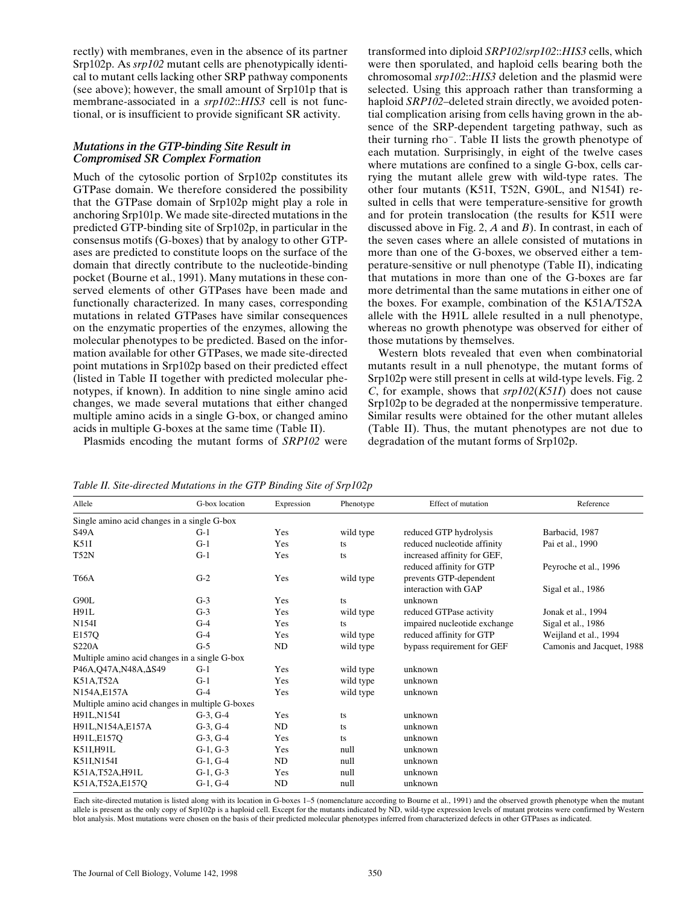rectly) with membranes, even in the absence of its partner Srp102p. As *srp102* mutant cells are phenotypically identical to mutant cells lacking other SRP pathway components (see above); however, the small amount of Srp101p that is membrane-associated in a *srp102*::*HIS3* cell is not functional, or is insufficient to provide significant SR activity.

### *Mutations in the GTP-binding Site Result in Compromised SR Complex Formation*

Much of the cytosolic portion of Srp102p constitutes its GTPase domain. We therefore considered the possibility that the GTPase domain of Srp102p might play a role in anchoring Srp101p. We made site-directed mutations in the predicted GTP-binding site of Srp102p, in particular in the consensus motifs (G-boxes) that by analogy to other GTPases are predicted to constitute loops on the surface of the domain that directly contribute to the nucleotide-binding pocket (Bourne et al., 1991). Many mutations in these conserved elements of other GTPases have been made and functionally characterized. In many cases, corresponding mutations in related GTPases have similar consequences on the enzymatic properties of the enzymes, allowing the molecular phenotypes to be predicted. Based on the information available for other GTPases, we made site-directed point mutations in Srp102p based on their predicted effect (listed in Table II together with predicted molecular phenotypes, if known). In addition to nine single amino acid changes, we made several mutations that either changed multiple amino acids in a single G-box, or changed amino acids in multiple G-boxes at the same time (Table II).

Plasmids encoding the mutant forms of *SRP102* were transformed into diploid *SRP102*/*srp102*::*HIS3* cells, which were then sporulated, and haploid cells bearing both the chromosomal *srp102*::*HIS3* deletion and the plasmid were selected. Using this approach rather than transforming a haploid *SRP102*–deleted strain directly, we avoided potential complication arising from cells having grown in the absence of the SRP-dependent targeting pathway, such as their turning rho⁻. Table II lists the growth phenotype of each mutation. Surprisingly, in eight of the twelve cases where mutations are confined to a single G-box, cells carrying the mutant allele grew with wild-type rates. The other four mutants (K51I, T52N, G90L, and N154I) resulted in cells that were temperature-sensitive for growth and for protein translocation (the results for K51I were discussed above in Fig. 2, *A* and *B*). In contrast, in each of the seven cases where an allele consisted of mutations in more than one of the G-boxes, we observed either a temperature-sensitive or null phenotype (Table II), indicating that mutations in more than one of the G-boxes are far more detrimental than the same mutations in either one of the boxes. For example, combination of the K51A/T52A allele with the H91L allele resulted in a null phenotype, whereas no growth phenotype was observed for either of those mutations by themselves.

Western blots revealed that even when combinatorial mutants result in a null phenotype, the mutant forms of Srp102p were still present in cells at wild-type levels. Fig. 2 *C*, for example, shows that *srp102*(*K51I*) does not cause Srp102p to be degraded at the nonpermissive temperature. Similar results were obtained for the other mutant alleles (Table II). Thus, the mutant phenotypes are not due to degradation of the mutant forms of Srp102p.

*Table II. Site-directed Mutations in the GTP Binding Site of Srp102p*

| Allele | G-box location | Expression | Phenotype | Effect of mutation | Reference |
|---|---|---|---|---|---|
| Single amino acid changes in a single G-box | | | | | |
| S49A | G-1 | Yes | wild type | reduced GTP hydrolysis | Barbacid, 1987 |
| K51I | G-1 | Yes | ts | reduced nucleotide affinity | Pai et al., 1990 |
| T52N | G-1 | Yes | ts | increased affinity for GEF, reduced affinity for GTP | Peyroche et al., 1996 |
| T66A | G-2 | Yes | wild type | prevents GTP-dependent interaction with GAP | Sigal et al., 1986 |
| G90L | G-3 | Yes | ts | unknown | |
| H91L | G-3 | Yes | wild type | reduced GTPase activity | Jonak et al., 1994 |
| N154I | G-4 | Yes | ts | impaired nucleotide exchange | Sigal et al., 1986 |
| E157Q | G-4 | Yes | wild type | reduced affinity for GTP | Weijland et al., 1994 |
| S220A | G-5 | ND | wild type | bypass requirement for GEF | Camonis and Jacquet, 1988 |
| Multiple amino acid changes in a single G-box | | | | | |
| P46A,Q47A,N48A,ΔS49 | G-1 | Yes | wild type | unknown | |
| K51A,T52A | G-1 | Yes | wild type | unknown | |
| N154A,E157A | G-4 | Yes | wild type | unknown | |
| Multiple amino acid changes in multiple G-boxes | | | | | |
| H91L,N154I | G-3, G-4 | Yes | ts | unknown | |
| H91L,N154A,E157A | G-3, G-4 | ND | ts | unknown | |
| H91L,E157Q | G-3, G-4 | Yes | ts | unknown | |
| K51I,H91L | G-1, G-3 | Yes | null | unknown | |
| K51I,N154I | G-1, G-4 | ND | null | unknown | |
| K51A,T52A,H91L | G-1, G-3 | Yes | null | unknown | |
| K51A,T52A,E157Q | G-1, G-4 | ND | null | unknown | |

Each site-directed mutation is listed along with its location in G-boxes 1–5 (nomenclature according to Bourne et al., 1991) and the observed growth phenotype when the mutant allele is present as the only copy of Srp102p is a haploid cell. Except for the mutants indicated by ND, wild-type expression levels of mutant proteins were confirmed by Western blot analysis. Most mutations were chosen on the basis of their predicted molecular phenotypes inferred from characterized defects in other GTPases as indicated.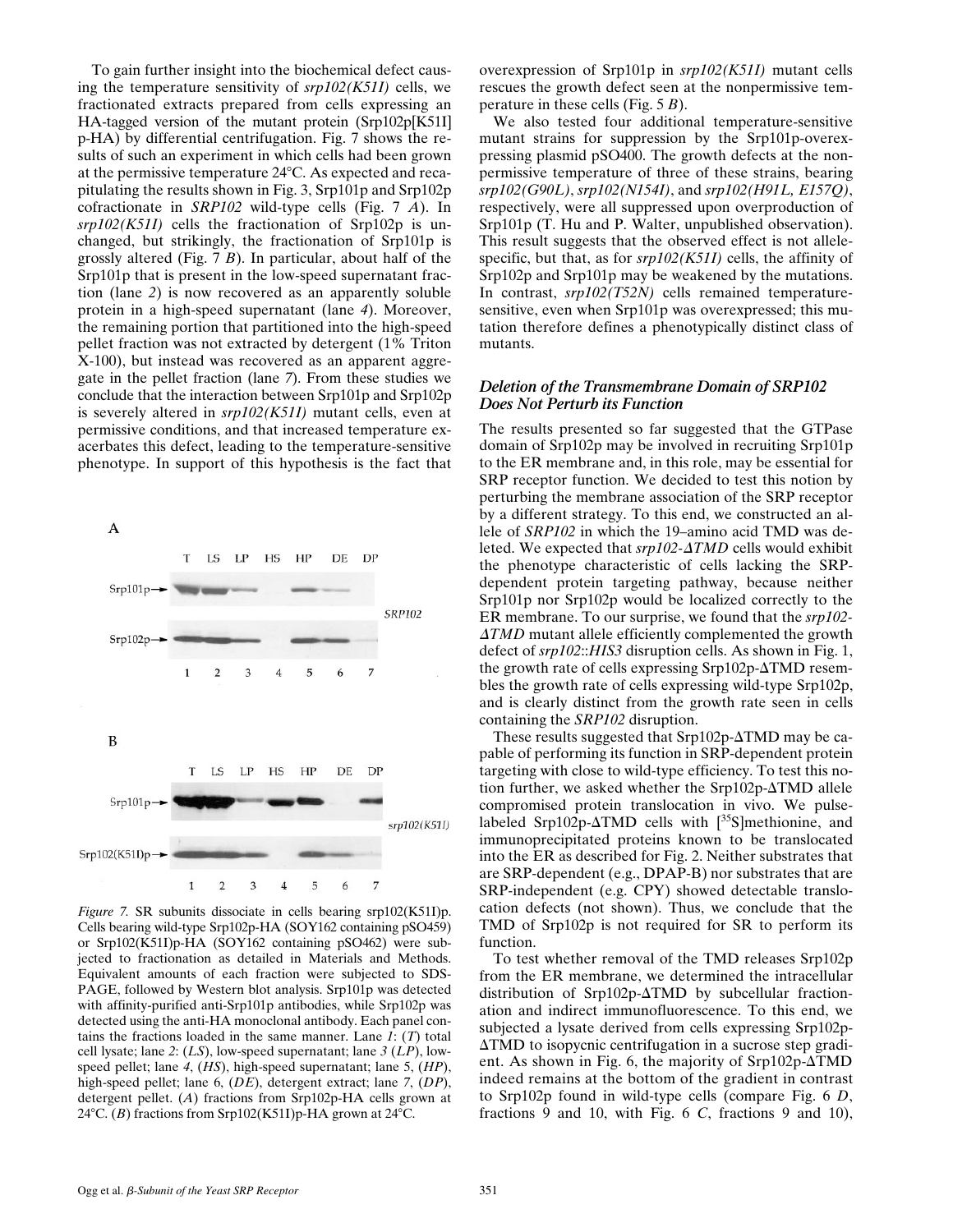To gain further insight into the biochemical defect causing the temperature sensitivity of *srp102(K51I)* cells, we fractionated extracts prepared from cells expressing an HA-tagged version of the mutant protein (Srp102p[K51I] p-HA) by differential centrifugation. Fig. 7 shows the results of such an experiment in which cells had been grown at the permissive temperature 24°C. As expected and recapitulating the results shown in Fig. 3, Srp101p and Srp102p cofractionate in *SRP102* wild-type cells (Fig. 7 *A*). In *srp102(K51I)* cells the fractionation of Srp102p is unchanged, but strikingly, the fractionation of Srp101p is grossly altered (Fig. 7 *B*). In particular, about half of the Srp101p that is present in the low-speed supernatant fraction (lane *2*) is now recovered as an apparently soluble protein in a high-speed supernatant (lane *4*). Moreover, the remaining portion that partitioned into the high-speed pellet fraction was not extracted by detergent (1% Triton X-100), but instead was recovered as an apparent aggregate in the pellet fraction (lane *7*). From these studies we conclude that the interaction between Srp101p and Srp102p is severely altered in *srp102(K51I)* mutant cells, even at permissive conditions, and that increased temperature exacerbates this defect, leading to the temperature-sensitive phenotype. In support of this hypothesis is the fact that overexpression of Srp101p in *srp102(K51I)* mutant cells rescues the growth defect seen at the nonpermissive temperature in these cells (Fig. 5 *B*).

We also tested four additional temperature-sensitive mutant strains for suppression by the Srp101p-overexpressing plasmid pSO400. The growth defects at the nonpermissive temperature of three of these strains, bearing *srp102(G90L)*, *srp102(N154I)*, and *srp102(H91L, E157Q)*, respectively, were all suppressed upon overproduction of Srp101p (T. Hu and P. Walter, unpublished observation). This result suggests that the observed effect is not allele-specific, but that, as for *srp102(K51I)* cells, the affinity of Srp102p and Srp101p may be weakened by the mutations. In contrast, *srp102(T52N)* cells remained temperature-sensitive, even when Srp101p was overexpressed; this mutation therefore defines a phenotypically distinct class of mutants.

*Figure 7.* SR subunits dissociate in cells bearing srp102(K51I)p. Cells bearing wild-type Srp102p-HA (SOY162 containing pSO459) or Srp102(K51I)p-HA (SOY162 containing pSO462) were subjected to fractionation as detailed in Materials and Methods. Equivalent amounts of each fraction were subjected to SDS-PAGE, followed by Western blot analysis. Srp101p was detected with affinity-purified anti-Srp101p antibodies, while Srp102p was detected using the anti-HA monoclonal antibody. Each panel contains the fractions loaded in the same manner. Lane *1*: (*T*) total cell lysate; lane *2*: (*LS*), low-speed supernatant; lane *3* (*LP*), low-speed pellet; lane *4*, (*HS*), high-speed supernatant; lane 5, (*HP*), high-speed pellet; lane 6, (*DE*), detergent extract; lane *7*, (*DP*), detergent pellet. (*A*) fractions from Srp102p-HA cells grown at 24°C. (*B*) fractions from Srp102(K51I)p-HA grown at 24°C.

### *Deletion of the Transmembrane Domain of SRP102 Does Not Perturb its Function*

The results presented so far suggested that the GTPase domain of Srp102p may be involved in recruiting Srp101p to the ER membrane and, in this role, may be essential for SRP receptor function. We decided to test this notion by perturbing the membrane association of the SRP receptor by a different strategy. To this end, we constructed an allele of *SRP102* in which the 19–amino acid TMD was deleted. We expected that *srp102-ΔTMD* cells would exhibit the phenotype characteristic of cells lacking the SRP-dependent protein targeting pathway, because neither Srp101p nor Srp102p would be localized correctly to the ER membrane. To our surprise, we found that the *srp102-ΔTMD* mutant allele efficiently complemented the growth defect of *srp102::HIS3* disruption cells. As shown in Fig. 1, the growth rate of cells expressing Srp102p-ΔTMD resembles the growth rate of cells expressing wild-type Srp102p, and is clearly distinct from the growth rate seen in cells containing the *SRP102* disruption.

These results suggested that Srp102p-ΔTMD may be capable of performing its function in SRP-dependent protein targeting with close to wild-type efficiency. To test this notion further, we asked whether the Srp102p-ΔTMD allele compromised protein translocation in vivo. We pulse-labeled Srp102p-ΔTMD cells with [$^{35}$S]methionine, and immunoprecipitated proteins known to be translocated into the ER as described for Fig. 2. Neither substrates that are SRP-dependent (e.g., DPAP-B) nor substrates that are SRP-independent (e.g. CPY) showed detectable translocation defects (not shown). Thus, we conclude that the TMD of Srp102p is not required for SR to perform its function.

To test whether removal of the TMD releases Srp102p from the ER membrane, we determined the intracellular distribution of Srp102p-ΔTMD by subcellular fractionation and indirect immunofluorescence. To this end, we subjected a lysate derived from cells expressing Srp102p-ΔTMD to isopycnic centrifugation in a sucrose step gradient. As shown in Fig. 6, the majority of Srp102p-ΔTMD indeed remains at the bottom of the gradient in contrast to Srp102p found in wild-type cells (compare Fig. 6 *D*, fractions 9 and 10, with Fig. 6 *C*, fractions 9 and 10),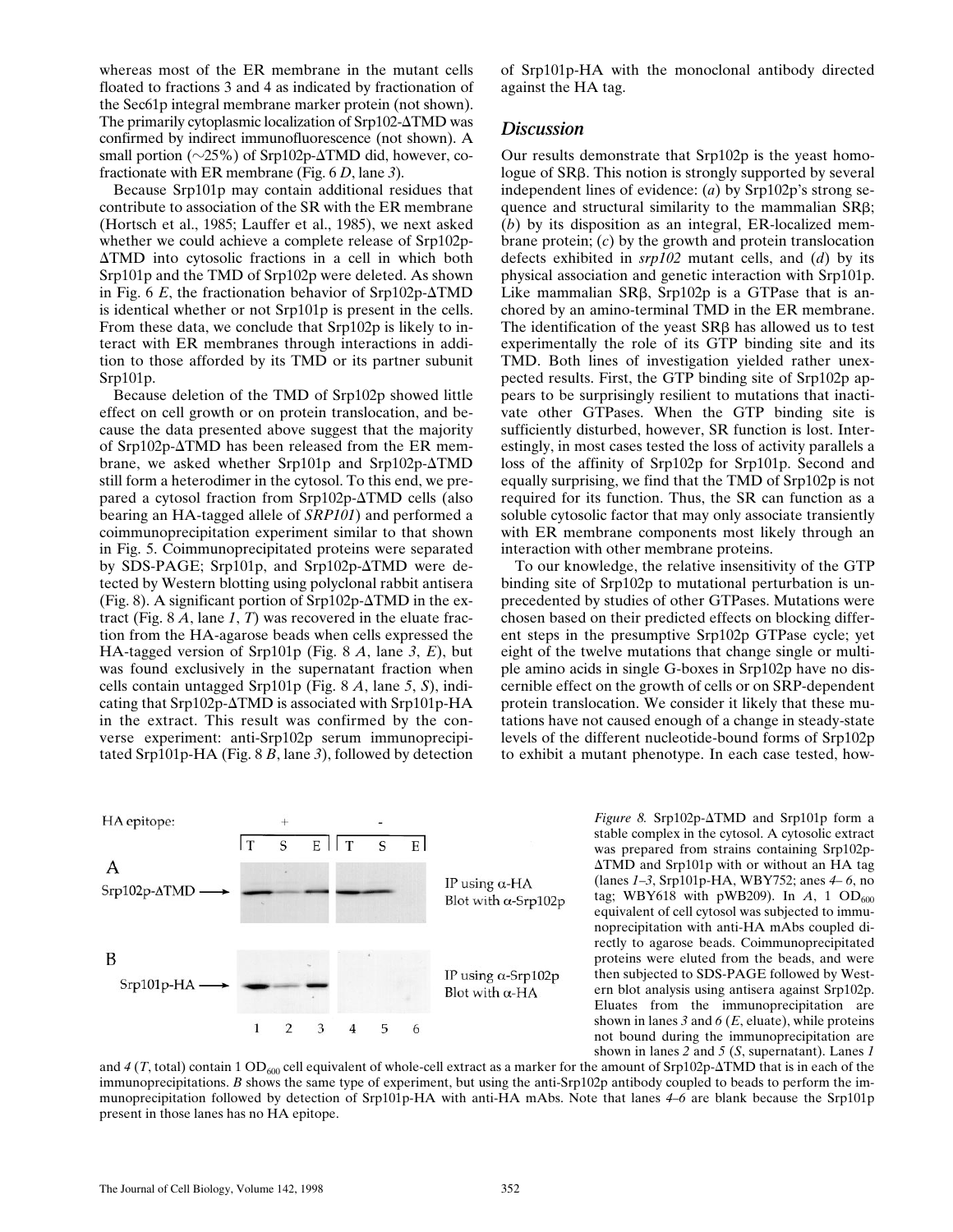whereas most of the ER membrane in the mutant cells floated to fractions 3 and 4 as indicated by fractionation of the Sec61p integral membrane marker protein (not shown). The primarily cytoplasmic localization of Srp102-ΔTMD was confirmed by indirect immunofluorescence (not shown). A small portion (~25%) of Srp102p-ΔTMD did, however, cofractionate with ER membrane (Fig. 6 *D*, lane *3*).

Because Srp101p may contain additional residues that contribute to association of the SR with the ER membrane (Hortsch et al., 1985; Lauffer et al., 1985), we next asked whether we could achieve a complete release of Srp102p-ΔTMD into cytosolic fractions in a cell in which both Srp101p and the TMD of Srp102p were deleted. As shown in Fig. 6 *E*, the fractionation behavior of Srp102p-ΔTMD is identical whether or not Srp101p is present in the cells. From these data, we conclude that Srp102p is likely to interact with ER membranes through interactions in addition to those afforded by its TMD or its partner subunit Srp101p.

Because deletion of the TMD of Srp102p showed little effect on cell growth or on protein translocation, and because the data presented above suggest that the majority of Srp102p-ΔTMD has been released from the ER membrane, we asked whether Srp101p and Srp102p-ΔTMD still form a heterodimer in the cytosol. To this end, we prepared a cytosol fraction from Srp102p-ΔTMD cells (also bearing an HA-tagged allele of *SRP101*) and performed a coimmunoprecipitation experiment similar to that shown in Fig. 5. Coimmunoprecipitated proteins were separated by SDS-PAGE; Srp101p, and Srp102p-ΔTMD were detected by Western blotting using polyclonal rabbit antisera (Fig. 8). A significant portion of Srp102p-ΔTMD in the extract (Fig. 8 *A*, lane *1*, *T*) was recovered in the eluate fraction from the HA-agarose beads when cells expressed the HA-tagged version of Srp101p (Fig. 8 *A*, lane *3*, *E*), but was found exclusively in the supernatant fraction when cells contain untagged Srp101p (Fig. 8 *A*, lane *5*, *S*), indicating that Srp102p-ΔTMD is associated with Srp101p-HA in the extract. This result was confirmed by the converse experiment: anti-Srp102p serum immunoprecipitated Srp101p-HA (Fig. 8 *B*, lane *3*), followed by detection of Srp101p-HA with the monoclonal antibody directed against the HA tag.

## Discussion

Our results demonstrate that Srp102p is the yeast homologue of SRβ. This notion is strongly supported by several independent lines of evidence: (*a*) by Srp102p's strong sequence and structural similarity to the mammalian SRβ; (*b*) by its disposition as an integral, ER-localized membrane protein; (*c*) by the growth and protein translocation defects exhibited in *srp102* mutant cells, and (*d*) by its physical association and genetic interaction with Srp101p. Like mammalian SRβ, Srp102p is a GTPase that is anchored by an amino-terminal TMD in the ER membrane. The identification of the yeast SRβ has allowed us to test experimentally the role of its GTP binding site and its TMD. Both lines of investigation yielded rather unexpected results. First, the GTP binding site of Srp102p appears to be surprisingly resilient to mutations that inactivate other GTPases. When the GTP binding site is sufficiently disturbed, however, SR function is lost. Interestingly, in most cases tested the loss of activity parallels a loss of the affinity of Srp102p for Srp101p. Second and equally surprising, we find that the TMD of Srp102p is not required for its function. Thus, the SR can function as a soluble cytosolic factor that may only associate transiently with ER membrane components most likely through an interaction with other membrane proteins.

To our knowledge, the relative insensitivity of the GTP binding site of Srp102p to mutational perturbation is unprecedented by studies of other GTPases. Mutations were chosen based on their predicted effects on blocking different steps in the presumptive Srp102p GTPase cycle; yet eight of the twelve mutations that change single or multiple amino acids in single G-boxes in Srp102p have no discernible effect on the growth of cells or on SRP-dependent protein translocation. We consider it likely that these mutations have not caused enough of a change in steady-state levels of the different nucleotide-bound forms of Srp102p to exhibit a mutant phenotype. In each case tested, how-

*Figure 8.* Srp102p-ΔTMD and Srp101p form a stable complex in the cytosol. A cytosolic extract was prepared from strains containing Srp102p-ΔTMD and Srp101p with or without an HA tag (lanes *1–3*, Srp101p-HA, WBY752; anes *4–6*, no tag; WBY618 with pWB209). In *A*, 1 $OD_{600}$ equivalent of cell cytosol was subjected to immunoprecipitation with anti-HA mAbs coupled directly to agarose beads. Coimmunoprecipitated proteins were eluted from the beads, and were then subjected to SDS-PAGE followed by Western blot analysis using antisera against Srp102p. Eluates from the immunoprecipitation are shown in lanes *3* and *6* (*E*, eluate), while proteins not bound during the immunoprecipitation are shown in lanes *2* and *5* (*S*, supernatant). Lanes *1* and *4* (*T*, total) contain 1 $OD_{600}$ cell equivalent of whole-cell extract as a marker for the amount of Srp102p-ΔTMD that is in each of the immunoprecipitations. *B* shows the same type of experiment, but using the anti-Srp102p antibody coupled to beads to perform the immunoprecipitation followed by detection of Srp101p-HA with anti-HA mAbs. Note that lanes *4–6* are blank because the Srp101p present in those lanes has no HA epitope.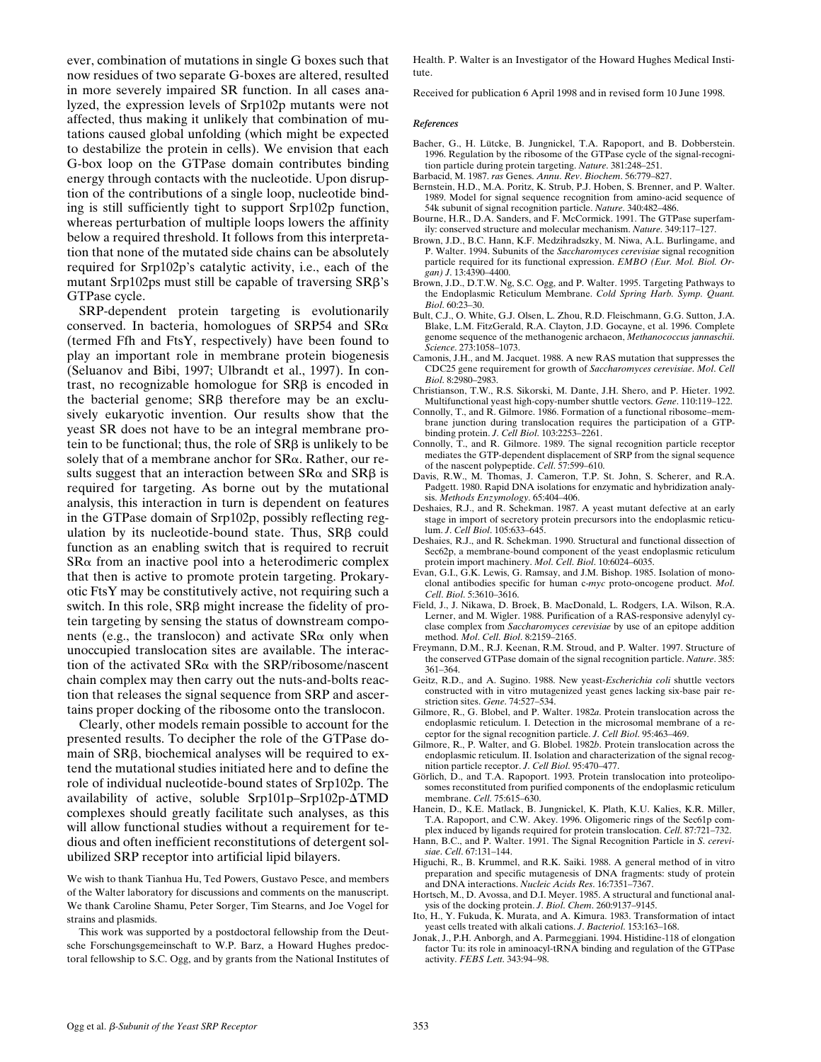ever, combination of mutations in single G boxes such that now residues of two separate G-boxes are altered, resulted in more severely impaired SR function. In all cases analyzed, the expression levels of Srp102p mutants were not affected, thus making it unlikely that combination of mutations caused global unfolding (which might be expected to destabilize the protein in cells). We envision that each G-box loop on the GTPase domain contributes binding energy through contacts with the nucleotide. Upon disruption of the contributions of a single loop, nucleotide binding is still sufficiently tight to support Srp102p function, whereas perturbation of multiple loops lowers the affinity below a required threshold. It follows from this interpretation that none of the mutated side chains can be absolutely required for Srp102p's catalytic activity, i.e., each of the mutant Srp102ps must still be capable of traversing SRβ's GTPase cycle.

SRP-dependent protein targeting is evolutionarily conserved. In bacteria, homologues of SRP54 and SRα (termed Ffh and FtsY, respectively) have been found to play an important role in membrane protein biogenesis (Seluanov and Bibi, 1997; Ulbrandt et al., 1997). In contrast, no recognizable homologue for SRβ is encoded in the bacterial genome; SRβ therefore may be an exclusively eukaryotic invention. Our results show that the yeast SR does not have to be an integral membrane protein to be functional; thus, the role of SRβ is unlikely to be solely that of a membrane anchor for SRα. Rather, our results suggest that an interaction between SRα and SRβ is required for targeting. As borne out by the mutational analysis, this interaction in turn is dependent on features in the GTPase domain of Srp102p, possibly reflecting regulation by its nucleotide-bound state. Thus, SRβ could function as an enabling switch that is required to recruit SRα from an inactive pool into a heterodimeric complex that then is active to promote protein targeting. Prokaryotic FtsY may be constitutively active, not requiring such a switch. In this role, SRβ might increase the fidelity of protein targeting by sensing the status of downstream components (e.g., the translocon) and activate SRα only when unoccupied translocation sites are available. The interaction of the activated SRα with the SRP/ribosome/nascent chain complex may then carry out the nuts-and-bolts reaction that releases the signal sequence from SRP and ascertains proper docking of the ribosome onto the translocon.

Clearly, other models remain possible to account for the presented results. To decipher the role of the GTPase domain of SRβ, biochemical analyses will be required to extend the mutational studies initiated here and to define the role of individual nucleotide-bound states of Srp102p. The availability of active, soluble Srp101p–Srp102p-ΔTMD complexes should greatly facilitate such analyses, as this will allow functional studies without a requirement for tedious and often inefficient reconstitutions of detergent solubilized SRP receptor into artificial lipid bilayers.

We wish to thank Tianhua Hu, Ted Powers, Gustavo Pesce, and members of the Walter laboratory for discussions and comments on the manuscript. We thank Caroline Shamu, Peter Sorger, Tim Stearns, and Joe Vogel for strains and plasmids.

This work was supported by a postdoctoral fellowship from the Deutsche Forschungsgemeinschaft to W.P. Barz, a Howard Hughes predoctoral fellowship to S.C. Ogg, and by grants from the National Institutes of Health. P. Walter is an Investigator of the Howard Hughes Medical Institute.

Received for publication 6 April 1998 and in revised form 10 June 1998.

### References

Bacher, G., H. Lütcke, B. Jungnickel, T.A. Rapoport, and B. Dobberstein. 1996. Regulation by the ribosome of the GTPase cycle of the signal-recognition particle during protein targeting. *Nature*. 381:248–251.

Barbacid, M. 1987. *ras* Genes. *Annu. Rev. Biochem*. 56:779–827.

Bernstein, H.D., M.A. Poritz, K. Strub, P.J. Hoben, S. Brenner, and P. Walter. 1989. Model for signal sequence recognition from amino-acid sequence of 54k subunit of signal recognition particle. *Nature*. 340:482–486.

Bourne, H.R., D.A. Sanders, and F. McCormick. 1991. The GTPase superfamily: conserved structure and molecular mechanism. *Nature*. 349:117–127.

Brown, J.D., B.C. Hann, K.F. Medzihradszky, M. Niwa, A.L. Burlingame, and P. Walter. 1994. Subunits of the *Saccharomyces cerevisiae* signal recognition particle required for its functional expression. *EMBO (Eur. Mol. Biol. Organ) J*. 13:4390–4400.

Brown, J.D., D.T.W. Ng, S.C. Ogg, and P. Walter. 1995. Targeting Pathways to the Endoplasmic Reticulum Membrane. *Cold Spring Harb. Symp. Quant. Biol*. 60:23–30.

Bult, C.J., O. White, G.J. Olsen, L. Zhou, R.D. Fleischmann, G.G. Sutton, J.A. Blake, L.M. FitzGerald, R.A. Clayton, J.D. Gocayne, et al. 1996. Complete genome sequence of the methanogenic archaeon, *Methanococcus jannaschii*. *Science*. 273:1058–1073.

Camonis, J.H., and M. Jacquet. 1988. A new RAS mutation that suppresses the CDC25 gene requirement for growth of *Saccharomyces cerevisiae*. *Mol. Cell Biol*. 8:2980–2983.

Christianson, T.W., R.S. Sikorski, M. Dante, J.H. Shero, and P. Hieter. 1992. Multifunctional yeast high-copy-number shuttle vectors. *Gene*. 110:119–122.

Connolly, T., and R. Gilmore. 1986. Formation of a functional ribosome–membrane junction during translocation requires the participation of a GTP-binding protein. *J. Cell Biol*. 103:2253–2261.

Connolly, T., and R. Gilmore. 1989. The signal recognition particle receptor mediates the GTP-dependent displacement of SRP from the signal sequence of the nascent polypeptide. *Cell*. 57:599–610.

Davis, R.W., M. Thomas, J. Cameron, T.P. St. John, S. Scherer, and R.A. Padgett. 1980. Rapid DNA isolations for enzymatic and hybridization analysis. *Methods Enzymology*. 65:404–406.

Deshaies, R.J., and R. Schekman. 1987. A yeast mutant defective at an early stage in import of secretory protein precursors into the endoplasmic reticulum. *J. Cell Biol*. 105:633–645.

Deshaies, R.J., and R. Schekman. 1990. Structural and functional dissection of Sec62p, a membrane-bound component of the yeast endoplasmic reticulum protein import machinery. *Mol. Cell. Biol*. 10:6024–6035.

Evan, G.I., G.K. Lewis, G. Ramsay, and J.M. Bishop. 1985. Isolation of monoclonal antibodies specific for human c-*myc* proto-oncogene product. *Mol. Cell. Biol*. 5:3610–3616.

Field, J., J. Nikawa, D. Broek, B. MacDonald, L. Rodgers, I.A. Wilson, R.A. Lerner, and M. Wigler. 1988. Purification of a RAS-responsive adenylyl cyclase complex from *Saccharomyces cerevisiae* by use of an epitope addition method. *Mol. Cell. Biol*. 8:2159–2165.

Freymann, D.M., R.J. Keenan, R.M. Stroud, and P. Walter. 1997. Structure of the conserved GTPase domain of the signal recognition particle. *Nature*. 385:361–364.

Geitz, R.D., and A. Sugino. 1988. New yeast-*Escherichia coli* shuttle vectors constructed with in vitro mutagenized yeast genes lacking six-base pair restriction sites. *Gene*. 74:527–534.

Gilmore, R., G. Blobel, and P. Walter. 1982*a*. Protein translocation across the endoplasmic reticulum. I. Detection in the microsomal membrane of a receptor for the signal recognition particle. *J. Cell Biol*. 95:463–469.

Gilmore, R., P. Walter, and G. Blobel. 1982*b*. Protein translocation across the endoplasmic reticulum. II. Isolation and characterization of the signal recognition particle receptor. *J. Cell Biol*. 95:470–477.

Görlich, D., and T.A. Rapoport. 1993. Protein translocation into proteoliposomes reconstituted from purified components of the endoplasmic reticulum membrane. *Cell*. 75:615–630.

Hanein, D., K.E. Matlack, B. Jungnickel, K. Plath, K.U. Kalies, K.R. Miller, T.A. Rapoport, and C.W. Akey. 1996. Oligomeric rings of the Sec61p complex induced by ligands required for protein translocation. *Cell*. 87:721–732.

Hann, B.C., and P. Walter. 1991. The Signal Recognition Particle in *S. cerevisiae*. *Cell*. 67:131–144.

Higuchi, R., B. Krummel, and R.K. Saiki. 1988. A general method of in vitro preparation and specific mutagenesis of DNA fragments: study of protein and DNA interactions. *Nucleic Acids Res*. 16:7351–7367.

Hortsch, M., D. Avossa, and D.I. Meyer. 1985. A structural and functional analysis of the docking protein. *J. Biol. Chem*. 260:9137–9145.

Ito, H., Y. Fukuda, K. Murata, and A. Kimura. 1983. Transformation of intact yeast cells treated with alkali cations. *J. Bacteriol*. 153:163–168.

Jonak, J., P.H. Anborgh, and A. Parmeggiani. 1994. Histidine-118 of elongation factor Tu: its role in aminoacyl-tRNA binding and regulation of the GTPase activity. *FEBS Lett*. 343:94–98.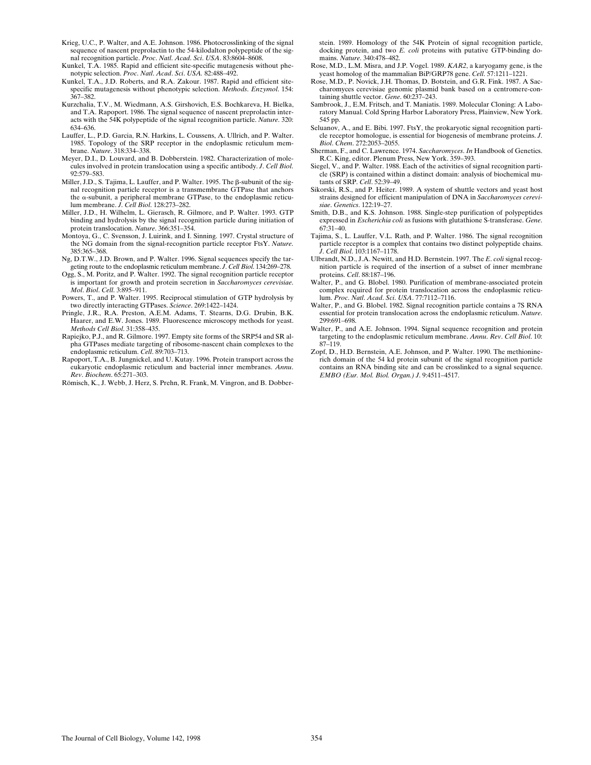Krieg, U.C., P. Walter, and A.E. Johnson. 1986. Photocrosslinking of the signal sequence of nascent preprolactin to the 54-kilodalton polypeptide of the signal recognition particle. *Proc. Natl. Acad. Sci. USA*. 83:8604–8608.

Kunkel, T.A. 1985. Rapid and efficient site-specific mutagenesis without phenotypic selection. *Proc. Natl. Acad. Sci. USA.* 82:488–492.

Kunkel, T.A., J.D. Roberts, and R.A. Zakour. 1987. Rapid and efficient site-specific mutagenesis without phenotypic selection. *Methods. Enzymol.* 154: 367–382.

Kurzchalia, T.V., M. Wiedmann, A.S. Girshovich, E.S. Bochkareva, H. Bielka, and T.A. Rapoport. 1986. The signal sequence of nascent preprolactin interacts with the 54K polypeptide of the signal recognition particle. *Nature*. 320: 634–636.

Lauffer, L., P.D. Garcia, R.N. Harkins, L. Coussens, A. Ullrich, and P. Walter. 1985. Topology of the SRP receptor in the endoplasmic reticulum membrane. *Nature*. 318:334–338.

Meyer, D.I., D. Louvard, and B. Dobberstein. 1982. Characterization of molecules involved in protein translocation using a specific antibody. *J. Cell Biol.* 92:579–583.

Miller, J.D., S. Tajima, L. Lauffer, and P. Walter. 1995. The β-subunit of the signal recognition particle receptor is a transmembrane GTPase that anchors the α-subunit, a peripheral membrane GTPase, to the endoplasmic reticulum membrane. *J. Cell Biol*. 128:273–282.

Miller, J.D., H. Wilhelm, L. Gierasch, R. Gilmore, and P. Walter. 1993. GTP binding and hydrolysis by the signal recognition particle during initiation of protein translocation. *Nature*. 366:351–354.

Montoya, G., C. Svensson, J. Luirink, and I. Sinning. 1997. Crystal structure of the NG domain from the signal-recognition particle receptor FtsY. *Nature*. 385:365–368.

Ng, D.T.W., J.D. Brown, and P. Walter. 1996. Signal sequences specify the targeting route to the endoplasmic reticulum membrane. *J. Cell Biol.* 134:269–278.

Ogg, S., M. Poritz, and P. Walter. 1992. The signal recognition particle receptor is important for growth and protein secretion in *Saccharomyces cerevisiae*. *Mol. Biol. Cell*. 3:895–911.

Powers, T., and P. Walter. 1995. Reciprocal stimulation of GTP hydrolysis by two directly interacting GTPases. *Science*. 269:1422–1424.

Pringle, J.R., R.A. Preston, A.E.M. Adams, T. Stearns, D.G. Drubin, B.K. Haarer, and E.W. Jones. 1989. Fluorescence microscopy methods for yeast. *Methods Cell Biol*. 31:358–435.

Rapiejko, P.J., and R. Gilmore. 1997. Empty site forms of the SRP54 and SR alpha GTPases mediate targeting of ribosome-nascent chain complexes to the endoplasmic reticulum. *Cell*. 89:703–713.

Rapoport, T.A., B. Jungnickel, and U. Kutay. 1996. Protein transport across the eukaryotic endoplasmic reticulum and bacterial inner membranes. *Annu. Rev. Biochem*. 65:271–303.

Römisch, K., J. Webb, J. Herz, S. Prehn, R. Frank, M. Vingron, and B. Dobberstein. 1989. Homology of the 54K Protein of signal recognition particle, docking protein, and two *E. coli* proteins with putative GTP-binding domains. *Nature*. 340:478–482.

Rose, M.D., L.M. Misra, and J.P. Vogel. 1989. *KAR2*, a karyogamy gene, is the yeast homolog of the mammalian BiP/GRP78 gene. *Cell*. 57:1211–1221.

Rose, M.D., P. Novick, J.H. Thomas, D. Botstein, and G.R. Fink. 1987. A Saccharomyces cerevisiae genomic plasmid bank based on a centromere-containing shuttle vector. *Gene*. 60:237–243.

Sambrook, J., E.M. Fritsch, and T. Maniatis. 1989. Molecular Cloning: A Laboratory Manual. Cold Spring Harbor Laboratory Press, Plainview, New York. 545 pp.

Seluanov, A., and E. Bibi. 1997. FtsY, the prokaryotic signal recognition particle receptor homologue, is essential for biogenesis of membrane proteins. *J. Biol. Chem*. 272:2053–2055.

Sherman, F., and C. Lawrence. 1974. *Saccharomyces*. *In* Handbook of Genetics. R.C. King, editor. Plenum Press, New York. 359–393.

Siegel, V., and P. Walter. 1988. Each of the activities of signal recognition particle (SRP) is contained within a distinct domain: analysis of biochemical mutants of SRP. *Cell*. 52:39–49.

Sikorski, R.S., and P. Heiter. 1989. A system of shuttle vectors and yeast host strains designed for efficient manipulation of DNA in *Saccharomyces cerevisiae*. *Genetics*. 122:19–27.

Smith, D.B., and K.S. Johnson. 1988. Single-step purification of polypeptides expressed in *Escherichia coli* as fusions with glutathione S-transferase. *Gene*. 67:31–40.

Tajima, S., L. Lauffer, V.L. Rath, and P. Walter. 1986. The signal recognition particle receptor is a complex that contains two distinct polypeptide chains. *J. Cell Biol.* 103:1167–1178.

Ulbrandt, N.D., J.A. Newitt, and H.D. Bernstein. 1997. The *E. coli* signal recognition particle is required of the insertion of a subset of inner membrane proteins. *Cell*. 88:187–196.

Walter, P., and G. Blobel. 1980. Purification of membrane-associated protein complex required for protein translocation across the endoplasmic reticulum. *Proc. Natl. Acad. Sci. USA*. 77:7112–7116.

Walter, P., and G. Blobel. 1982. Signal recognition particle contains a 7S RNA essential for protein translocation across the endoplasmic reticulum. *Nature*. 299:691–698.

Walter, P., and A.E. Johnson. 1994. Signal sequence recognition and protein targeting to the endoplasmic reticulum membrane. *Annu. Rev. Cell Biol*. 10: 87–119.

Zopf, D., H.D. Bernstein, A.E. Johnson, and P. Walter. 1990. The methionine-rich domain of the 54 kd protein subunit of the signal recognition particle contains an RNA binding site and can be crosslinked to a signal sequence. *EMBO (Eur. Mol. Biol. Organ.) J*. 9:4511–4517.